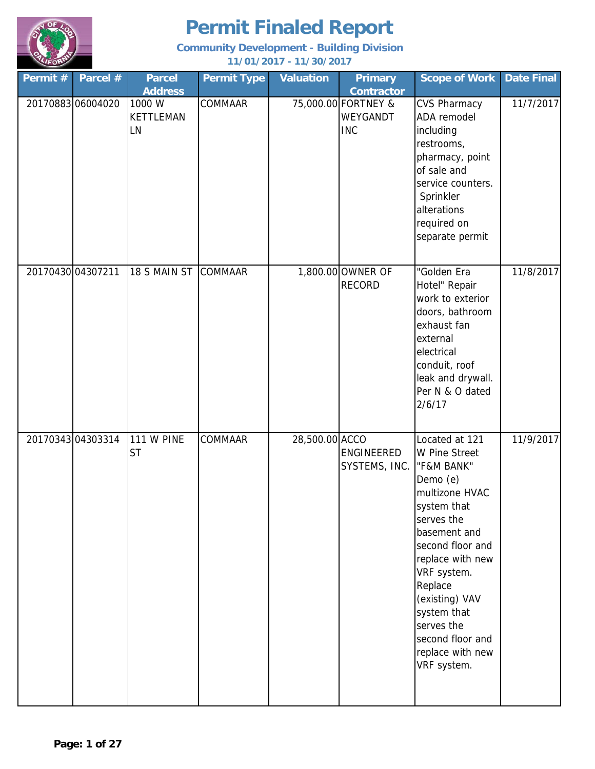# Permit Finaled Report

**Community Development - Building Division**

**11/01/2017 - 11/30/2017**

| Permit # | Parcel # | Parcel Address | Permit Type | Valuation | Primary Contractor | Scope of Work | Date Final |
|---|---|---|---|---|---|---|---|
| 20170883 | 06004020 | 1000 W KETTLEMAN LN | COMMAAR | 75,000.00 | FORTNEY & WEYGANDT INC | CVS Pharmacy ADA remodel including restrooms, pharmacy, point of sale and service counters. Sprinkler alterations required on separate permit | 11/7/2017 |
| 20170430 | 04307211 | 18 S MAIN ST | COMMAAR | 1,800.00 | OWNER OF RECORD | "Golden Era Hotel" Repair work to exterior doors, bathroom exhaust fan external electrical conduit, roof leak and drywall. Per N & O dated 2/6/17 | 11/8/2017 |
| 20170343 | 04303314 | 111 W PINE ST | COMMAAR | 28,500.00 | ACCO ENGINEERED SYSTEMS, INC. | Located at 121 W Pine Street "F&M BANK" Demo (e) multizone HVAC system that serves the basement and second floor and replace with new VRF system. Replace (existing) VAV system that serves the second floor and replace with new VRF system. | 11/9/2017 |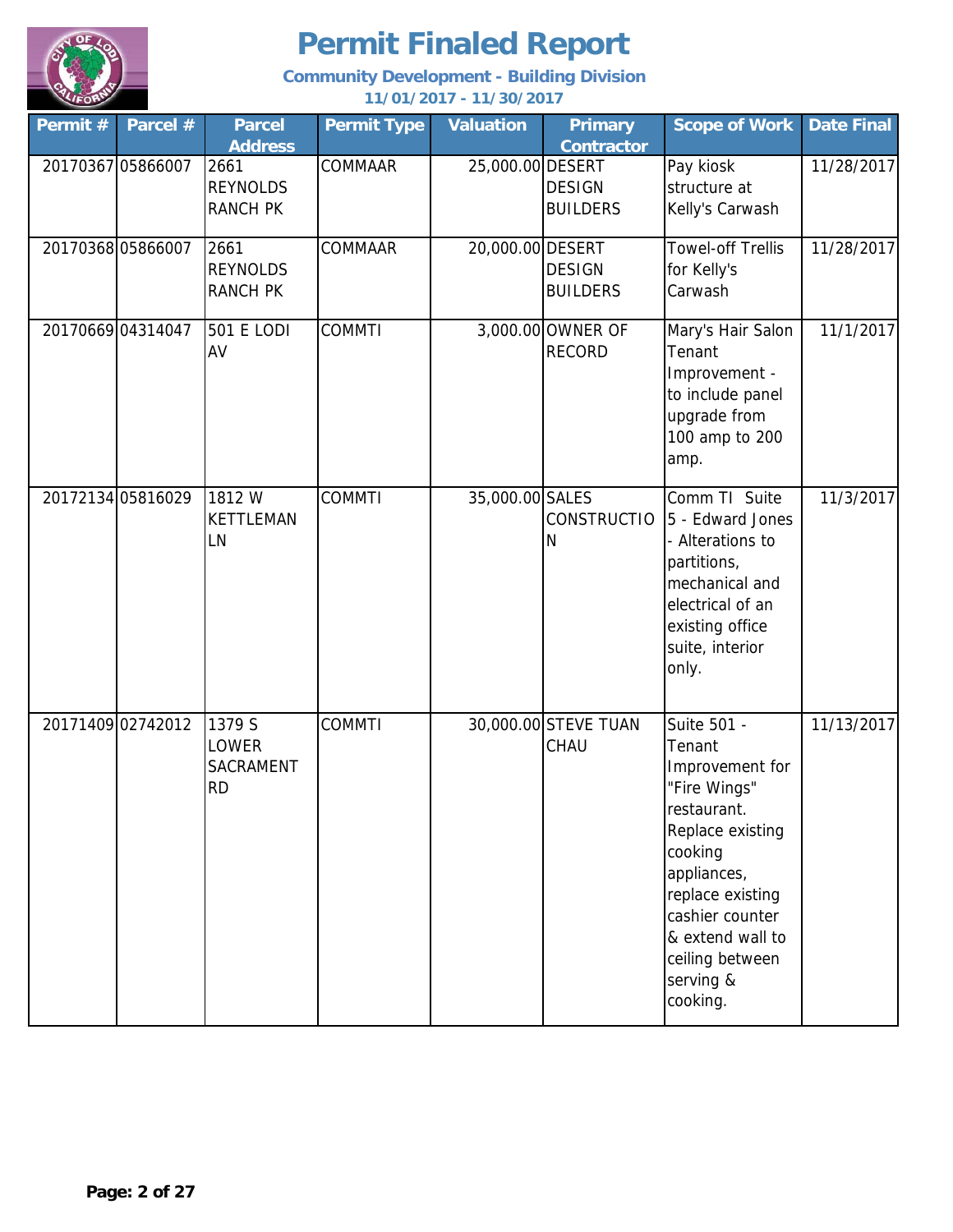# Permit Finaled Report

**Community Development - Building Division**

**11/01/2017 - 11/30/2017**

| Permit # | Parcel # | Parcel Address | Permit Type | Valuation | Primary Contractor | Scope of Work | Date Final |
|---|---|---|---|---|---|---|---|
| 20170367 | 05866007 | 2661 REYNOLDS RANCH PK | COMMAAR | 25,000.00 | DESERT DESIGN BUILDERS | Pay kiosk structure at Kelly's Carwash | 11/28/2017 |
| 20170368 | 05866007 | 2661 REYNOLDS RANCH PK | COMMAAR | 20,000.00 | DESERT DESIGN BUILDERS | Towel-off Trellis for Kelly's Carwash | 11/28/2017 |
| 20170669 | 04314047 | 501 E LODI AV | COMMTI | 3,000.00 | OWNER OF RECORD | Mary's Hair Salon Tenant Improvement - to include panel upgrade from 100 amp to 200 amp. | 11/1/2017 |
| 20172134 | 05816029 | 1812 W KETTLEMAN LN | COMMTI | 35,000.00 | SALES CONSTRUCTION | Comm TI Suite 5 - Edward Jones - Alterations to partitions, mechanical and electrical of an existing office suite, interior only. | 11/3/2017 |
| 20171409 | 02742012 | 1379 S LOWER SACRAMENT RD | COMMTI | 30,000.00 | STEVE TUAN CHAU | Suite 501 - Tenant Improvement for "Fire Wings" restaurant. Replace existing cooking appliances, replace existing cashier counter & extend wall to ceiling between serving & cooking. | 11/13/2017 |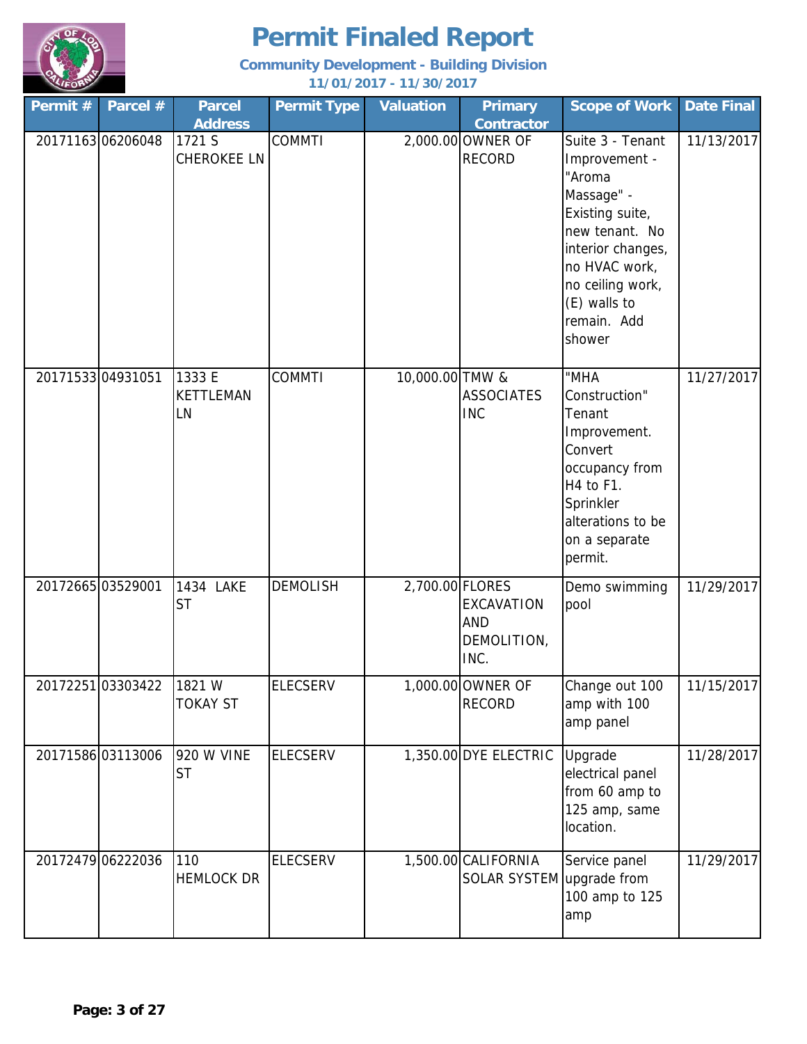# Permit Finaled Report

**Community Development - Building Division**

**11/01/2017 - 11/30/2017**

| Permit # | Parcel # | Parcel Address | Permit Type | Valuation | Primary Contractor | Scope of Work | Date Final |
|---|---|---|---|---|---|---|---|
| 20171163 | 06206048 | 1721 S CHEROKEE LN | COMMTI | 2,000.00 | OWNER OF RECORD | Suite 3 - Tenant Improvement - "Aroma Massage" - Existing suite, new tenant. No interior changes, no HVAC work, no ceiling work, (E) walls to remain. Add shower | 11/13/2017 |
| 20171533 | 04931051 | 1333 E KETTLEMAN LN | COMMTI | 10,000.00 | TMW & ASSOCIATES INC | "MHA Construction" Tenant Improvement. Convert occupancy from H4 to F1. Sprinkler alterations to be on a separate permit. | 11/27/2017 |
| 20172665 | 03529001 | 1434 LAKE ST | DEMOLISH | 2,700.00 | FLORES EXCAVATION AND DEMOLITION, INC. | Demo swimming pool | 11/29/2017 |
| 20172251 | 03303422 | 1821 W TOKAY ST | ELECSERV | 1,000.00 | OWNER OF RECORD | Change out 100 amp with 100 amp panel | 11/15/2017 |
| 20171586 | 03113006 | 920 W VINE ST | ELECSERV | 1,350.00 | DYE ELECTRIC | Upgrade electrical panel from 60 amp to 125 amp, same location. | 11/28/2017 |
| 20172479 | 06222036 | 110 HEMLOCK DR | ELECSERV | 1,500.00 | CALIFORNIA SOLAR SYSTEM | Service panel upgrade from 100 amp to 125 amp | 11/29/2017 |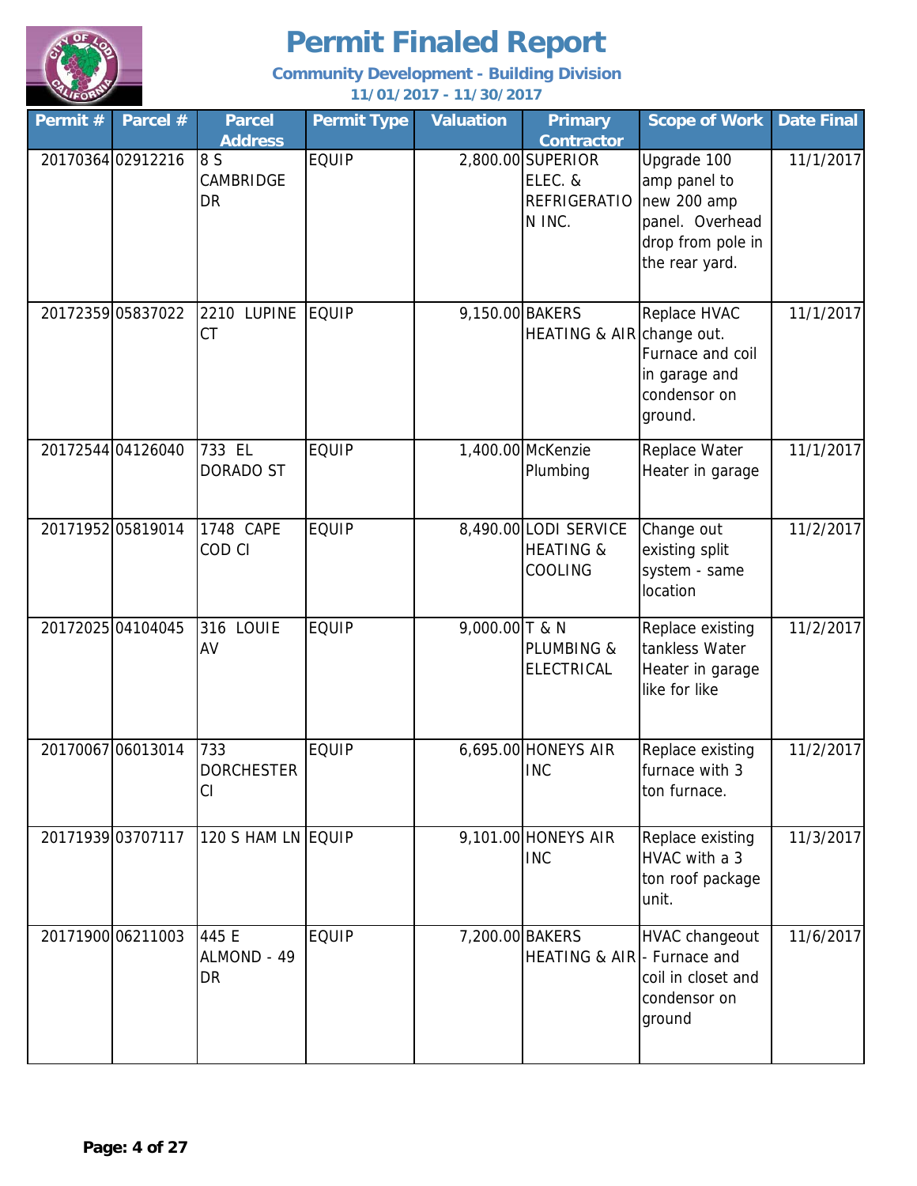# Permit Finaled Report

**Community Development - Building Division**

**11/01/2017 - 11/30/2017**

| Permit # | Parcel # | Parcel Address | Permit Type | Valuation | Primary Contractor | Scope of Work | Date Final |
|---|---|---|---|---|---|---|---|
| 20170364 | 02912216 | 8 S CAMBRIDGE DR | EQUIP | 2,800.00 | SUPERIOR ELEC. & REFRIGERATION INC. | Upgrade 100 amp panel to new 200 amp panel. Overhead drop from pole in the rear yard. | 11/1/2017 |
| 20172359 | 05837022 | 2210 LUPINE CT | EQUIP | 9,150.00 | BAKERS HEATING & AIR | Replace HVAC change out. Furnace and coil in garage and condensor on ground. | 11/1/2017 |
| 20172544 | 04126040 | 733 EL DORADO ST | EQUIP | 1,400.00 | McKenzie Plumbing | Replace Water Heater in garage | 11/1/2017 |
| 20171952 | 05819014 | 1748 CAPE COD CI | EQUIP | 8,490.00 | LODI SERVICE HEATING & COOLING | Change out existing split system - same location | 11/2/2017 |
| 20172025 | 04104045 | 316 LOUIE AV | EQUIP | 9,000.00 | T & N PLUMBING & ELECTRICAL | Replace existing tankless Water Heater in garage like for like | 11/2/2017 |
| 20170067 | 06013014 | 733 DORCHESTER CI | EQUIP | 6,695.00 | HONEYS AIR INC | Replace existing furnace with 3 ton furnace. | 11/2/2017 |
| 20171939 | 03707117 | 120 S HAM LN | EQUIP | 9,101.00 | HONEYS AIR INC | Replace existing HVAC with a 3 ton roof package unit. | 11/3/2017 |
| 20171900 | 06211003 | 445 E ALMOND - 49 DR | EQUIP | 7,200.00 | BAKERS HEATING & AIR | HVAC changeout - Furnace and coil in closet and condensor on ground | 11/6/2017 |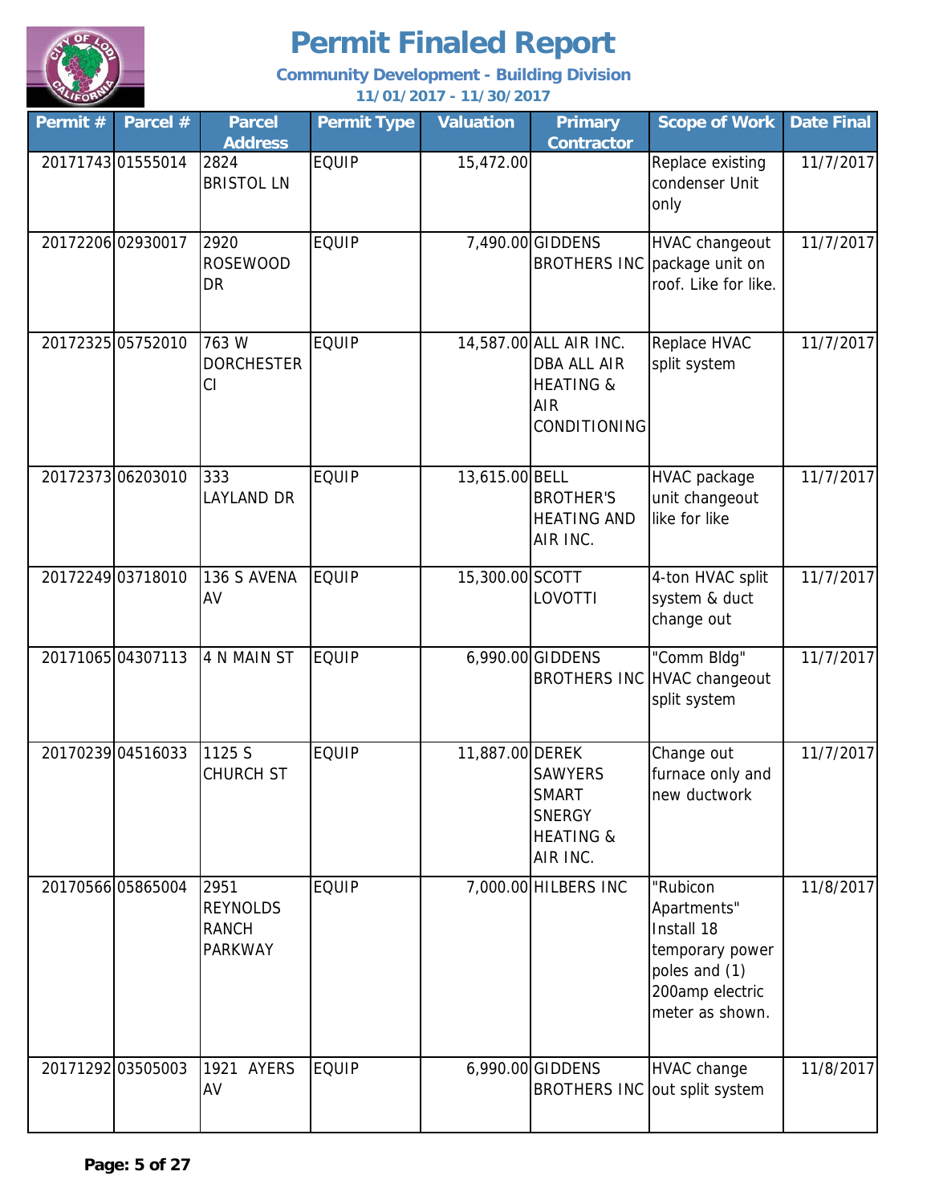# Permit Finaled Report

**Community Development - Building Division**

**11/01/2017 - 11/30/2017**

| Permit # | Parcel # | Parcel Address | Permit Type | Valuation | Primary Contractor | Scope of Work | Date Final |
|---|---|---|---|---|---|---|---|
| 20171743 | 01555014 | 2824 BRISTOL LN | EQUIP | 15,472.00 | | Replace existing condenser Unit only | 11/7/2017 |
| 20172206 | 02930017 | 2920 ROSEWOOD DR | EQUIP | 7,490.00 | GIDDENS BROTHERS INC | HVAC changeout package unit on roof. Like for like. | 11/7/2017 |
| 20172325 | 05752010 | 763 W DORCHESTER CI | EQUIP | 14,587.00 | ALL AIR INC. DBA ALL AIR HEATING & AIR CONDITIONING | Replace HVAC split system | 11/7/2017 |
| 20172373 | 06203010 | 333 LAYLAND DR | EQUIP | 13,615.00 | BELL BROTHER'S HEATING AND AIR INC. | HVAC package unit changeout like for like | 11/7/2017 |
| 20172249 | 03718010 | 136 S AVENA AV | EQUIP | 15,300.00 | SCOTT LOVOTTI | 4-ton HVAC split system & duct change out | 11/7/2017 |
| 20171065 | 04307113 | 4 N MAIN ST | EQUIP | 6,990.00 | GIDDENS BROTHERS INC | "Comm Bldg" HVAC changeout split system | 11/7/2017 |
| 20170239 | 04516033 | 1125 S CHURCH ST | EQUIP | 11,887.00 | DEREK SAWYERS SMART SNERGY HEATING & AIR INC. | Change out furnace only and new ductwork | 11/7/2017 |
| 20170566 | 05865004 | 2951 REYNOLDS RANCH PARKWAY | EQUIP | 7,000.00 | HILBERS INC | "Rubicon Apartments" Install 18 temporary power poles and (1) 200amp electric meter as shown. | 11/8/2017 |
| 20171292 | 03505003 | 1921 AYERS AV | EQUIP | 6,990.00 | GIDDENS BROTHERS INC | HVAC change out split system | 11/8/2017 |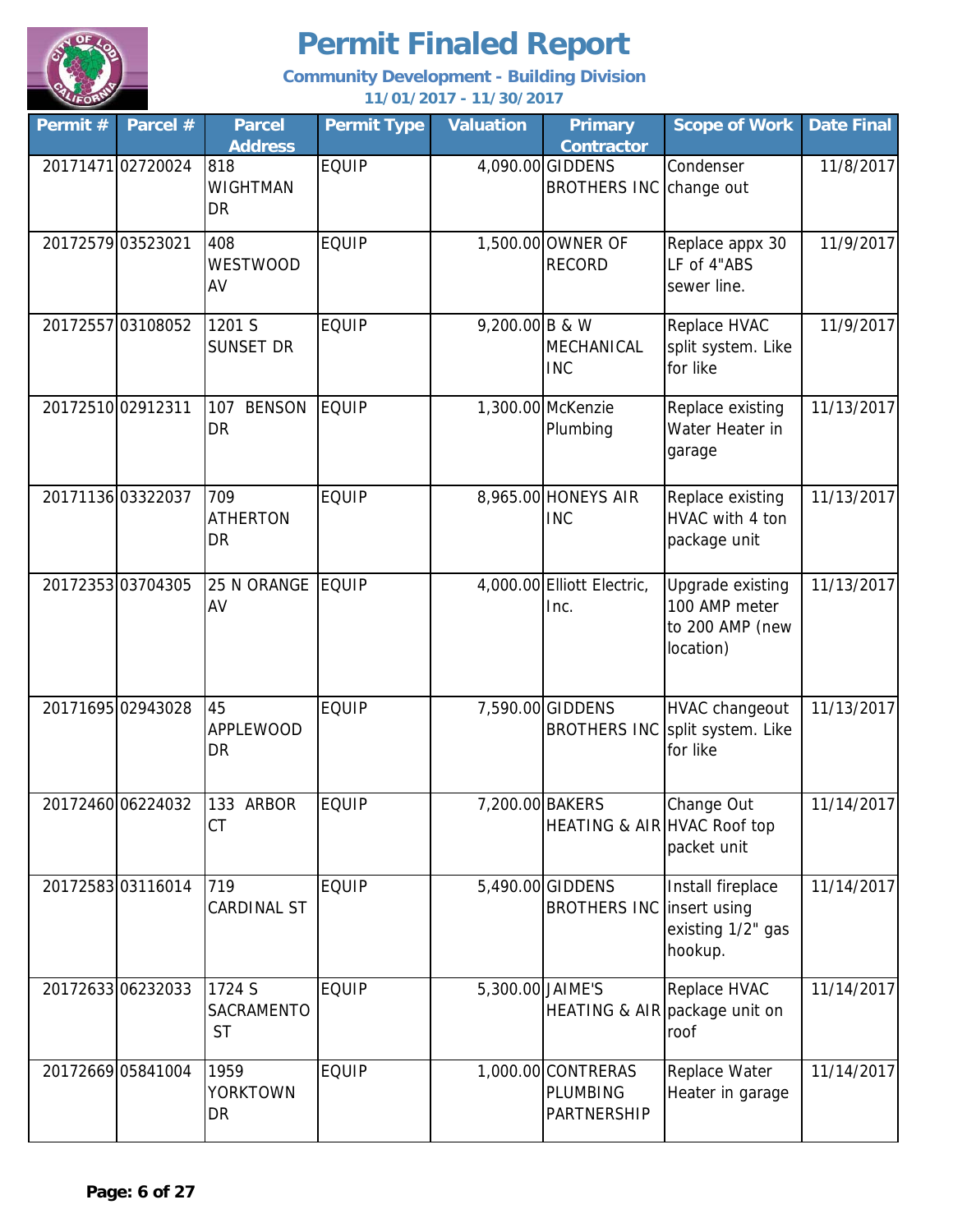# Permit Finaled Report

**Community Development - Building Division**

**11/01/2017 - 11/30/2017**

| Permit # | Parcel # | Parcel Address | Permit Type | Valuation | Primary Contractor | Scope of Work | Date Final |
|---|---|---|---|---|---|---|---|
| 20171471 | 02720024 | 818 WIGHTMAN DR | EQUIP | 4,090.00 | GIDDENS BROTHERS INC | Condenser change out | 11/8/2017 |
| 20172579 | 03523021 | 408 WESTWOOD AV | EQUIP | 1,500.00 | OWNER OF RECORD | Replace appx 30 LF of 4"ABS sewer line. | 11/9/2017 |
| 20172557 | 03108052 | 1201 S SUNSET DR | EQUIP | 9,200.00 | B & W MECHANICAL INC | Replace HVAC split system. Like for like | 11/9/2017 |
| 20172510 | 02912311 | 107 BENSON DR | EQUIP | 1,300.00 | McKenzie Plumbing | Replace existing Water Heater in garage | 11/13/2017 |
| 20171136 | 03322037 | 709 ATHERTON DR | EQUIP | 8,965.00 | HONEYS AIR INC | Replace existing HVAC with 4 ton package unit | 11/13/2017 |
| 20172353 | 03704305 | 25 N ORANGE AV | EQUIP | 4,000.00 | Elliott Electric, Inc. | Upgrade existing 100 AMP meter to 200 AMP (new location) | 11/13/2017 |
| 20171695 | 02943028 | 45 APPLEWOOD DR | EQUIP | 7,590.00 | GIDDENS BROTHERS INC | HVAC changeout split system. Like for like | 11/13/2017 |
| 20172460 | 06224032 | 133 ARBOR CT | EQUIP | 7,200.00 | BAKERS HEATING & AIR | Change Out HVAC Roof top packet unit | 11/14/2017 |
| 20172583 | 03116014 | 719 CARDINAL ST | EQUIP | 5,490.00 | GIDDENS BROTHERS INC | Install fireplace insert using existing 1/2" gas hookup. | 11/14/2017 |
| 20172633 | 06232033 | 1724 S SACRAMENTO ST | EQUIP | 5,300.00 | JAIME'S HEATING & AIR | Replace HVAC package unit on roof | 11/14/2017 |
| 20172669 | 05841004 | 1959 YORKTOWN DR | EQUIP | 1,000.00 | CONTRERAS PLUMBING PARTNERSHIP | Replace Water Heater in garage | 11/14/2017 |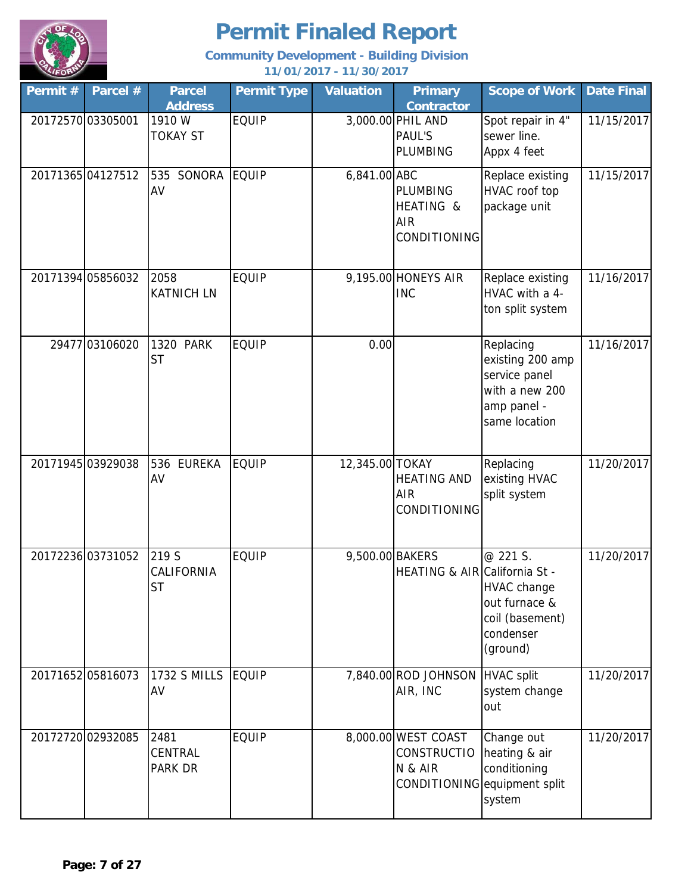# Permit Finaled Report

**Community Development - Building Division**

**11/01/2017 - 11/30/2017**

| Permit # | Parcel # | Parcel Address | Permit Type | Valuation | Primary Contractor | Scope of Work | Date Final |
|---|---|---|---|---|---|---|---|
| 20172570 | 03305001 | 1910 W TOKAY ST | EQUIP | 3,000.00 | PHIL AND PAUL'S PLUMBING | Spot repair in 4" sewer line. Appx 4 feet | 11/15/2017 |
| 20171365 | 04127512 | 535 SONORA AV | EQUIP | 6,841.00 | ABC PLUMBING HEATING & AIR CONDITIONING | Replace existing HVAC roof top package unit | 11/15/2017 |
| 20171394 | 05856032 | 2058 KATNICH LN | EQUIP | 9,195.00 | HONEYS AIR INC | Replace existing HVAC with a 4-ton split system | 11/16/2017 |
| 29477 | 03106020 | 1320 PARK ST | EQUIP | 0.00 | | Replacing existing 200 amp service panel with a new 200 amp panel - same location | 11/16/2017 |
| 20171945 | 03929038 | 536 EUREKA AV | EQUIP | 12,345.00 | TOKAY HEATING AND AIR CONDITIONING | Replacing existing HVAC split system | 11/20/2017 |
| 20172236 | 03731052 | 219 S CALIFORNIA ST | EQUIP | 9,500.00 | BAKERS HEATING & AIR | @ 221 S. California St - HVAC change out furnace & coil (basement) condenser (ground) | 11/20/2017 |
| 20171652 | 05816073 | 1732 S MILLS AV | EQUIP | 7,840.00 | ROD JOHNSON AIR, INC | HVAC split system change out | 11/20/2017 |
| 20172720 | 02932085 | 2481 CENTRAL PARK DR | EQUIP | 8,000.00 | WEST COAST CONSTRUCTION & AIR CONDITIONING | Change out heating & air conditioning equipment split system | 11/20/2017 |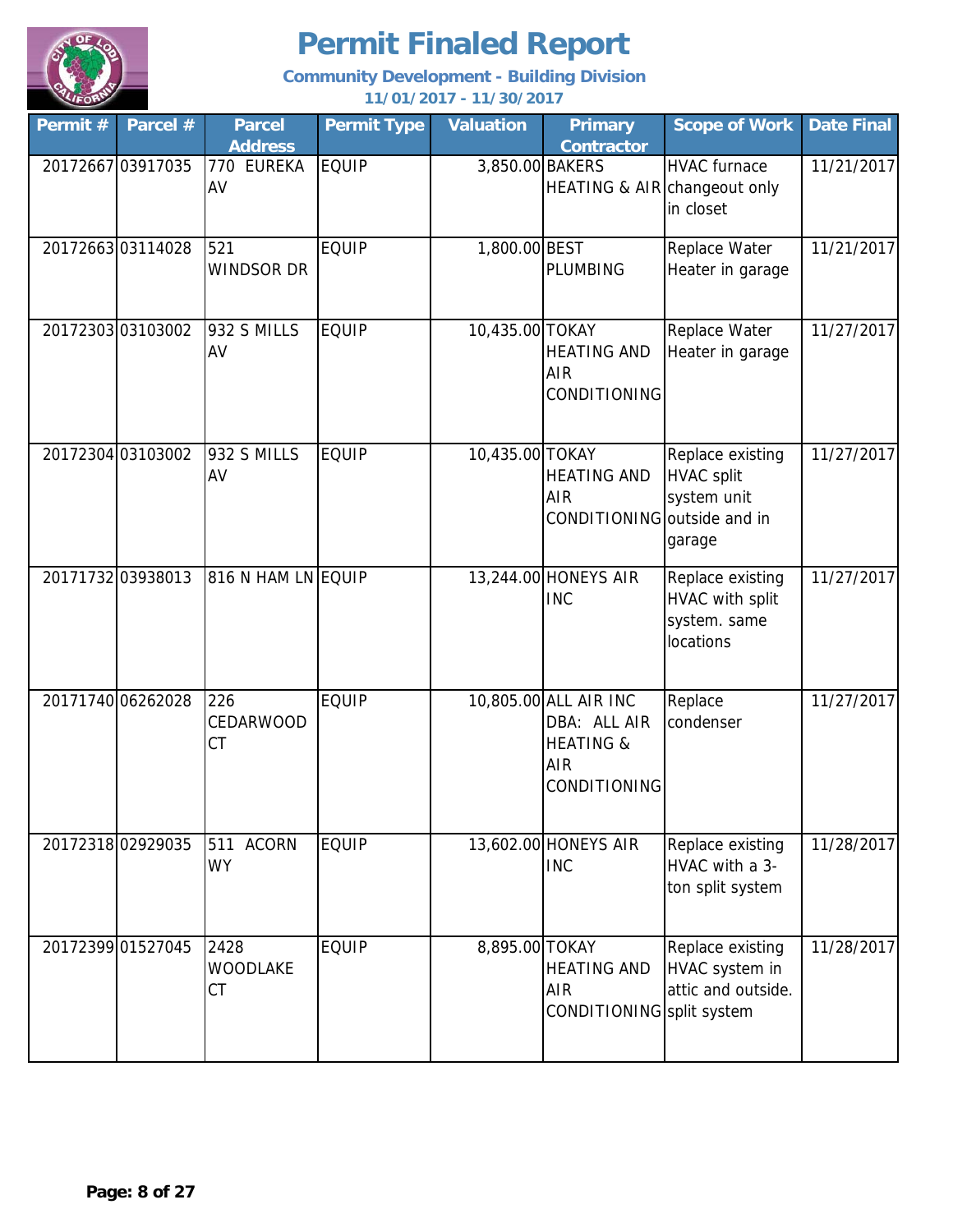# Permit Finaled Report

**Community Development - Building Division**

**11/01/2017 - 11/30/2017**

| Permit # | Parcel # | Parcel Address | Permit Type | Valuation | Primary Contractor | Scope of Work | Date Final |
|---|---|---|---|---|---|---|---|
| 20172667 | 03917035 | 770 EUREKA AV | EQUIP | 3,850.00 | BAKERS HEATING & AIR | HVAC furnace changeout only in closet | 11/21/2017 |
| 20172663 | 03114028 | 521 WINDSOR DR | EQUIP | 1,800.00 | BEST PLUMBING | Replace Water Heater in garage | 11/21/2017 |
| 20172303 | 03103002 | 932 S MILLS AV | EQUIP | 10,435.00 | TOKAY HEATING AND AIR CONDITIONING | Replace Water Heater in garage | 11/27/2017 |
| 20172304 | 03103002 | 932 S MILLS AV | EQUIP | 10,435.00 | TOKAY HEATING AND AIR CONDITIONING | Replace existing HVAC split system unit outside and in garage | 11/27/2017 |
| 20171732 | 03938013 | 816 N HAM LN | EQUIP | 13,244.00 | HONEYS AIR INC | Replace existing HVAC with split system. same locations | 11/27/2017 |
| 20171740 | 06262028 | 226 CEDARWOOD CT | EQUIP | 10,805.00 | ALL AIR INC DBA: ALL AIR HEATING & AIR CONDITIONING | Replace condenser | 11/27/2017 |
| 20172318 | 02929035 | 511 ACORN WY | EQUIP | 13,602.00 | HONEYS AIR INC | Replace existing HVAC with a 3-ton split system | 11/28/2017 |
| 20172399 | 01527045 | 2428 WOODLAKE CT | EQUIP | 8,895.00 | TOKAY HEATING AND AIR CONDITIONING | Replace existing HVAC system in attic and outside. split system | 11/28/2017 |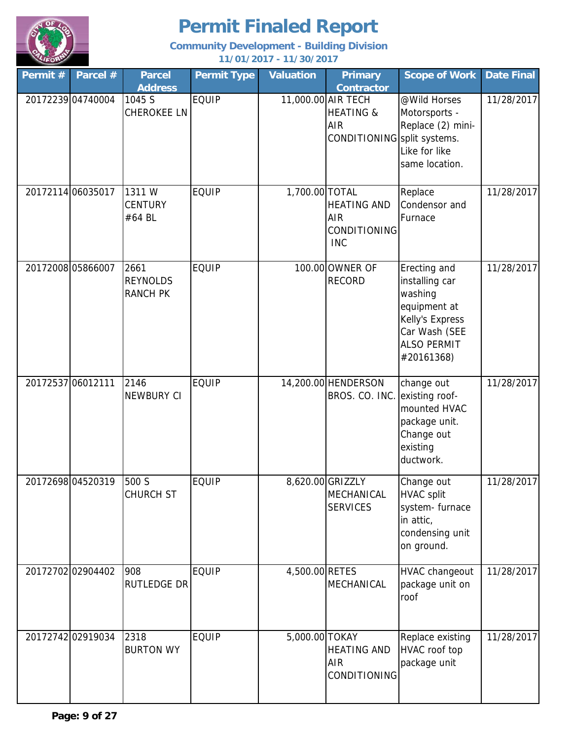# Permit Finaled Report

**Community Development - Building Division**

**11/01/2017 - 11/30/2017**

| Permit # | Parcel # | Parcel Address | Permit Type | Valuation | Primary Contractor | Scope of Work | Date Final |
|---|---|---|---|---|---|---|---|
| 20172239 | 04740004 | 1045 S CHEROKEE LN | EQUIP | 11,000.00 | AIR TECH HEATING & AIR CONDITIONING | @Wild Horses Motorsports - Replace (2) mini-split systems. Like for like same location. | 11/28/2017 |
| 20172114 | 06035017 | 1311 W CENTURY #64 BL | EQUIP | 1,700.00 | TOTAL HEATING AND AIR CONDITIONING INC | Replace Condensor and Furnace | 11/28/2017 |
| 20172008 | 05866007 | 2661 REYNOLDS RANCH PK | EQUIP | 100.00 | OWNER OF RECORD | Erecting and installing car washing equipment at Kelly's Express Car Wash (SEE ALSO PERMIT #20161368) | 11/28/2017 |
| 20172537 | 06012111 | 2146 NEWBURY CI | EQUIP | 14,200.00 | HENDERSON BROS. CO. INC. | change out existing roof-mounted HVAC package unit. Change out existing ductwork. | 11/28/2017 |
| 20172698 | 04520319 | 500 S CHURCH ST | EQUIP | 8,620.00 | GRIZZLY MECHANICAL SERVICES | Change out HVAC split system- furnace in attic, condensing unit on ground. | 11/28/2017 |
| 20172702 | 02904402 | 908 RUTLEDGE DR | EQUIP | 4,500.00 | RETES MECHANICAL | HVAC changeout package unit on roof | 11/28/2017 |
| 20172742 | 02919034 | 2318 BURTON WY | EQUIP | 5,000.00 | TOKAY HEATING AND AIR CONDITIONING | Replace existing HVAC roof top package unit | 11/28/2017 |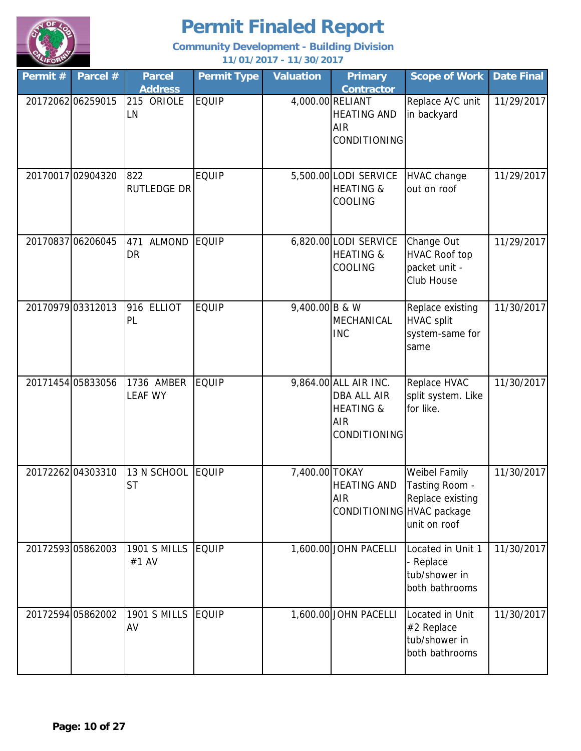# Permit Finaled Report

**Community Development - Building Division**

**11/01/2017 - 11/30/2017**

| Permit # | Parcel # | Parcel Address | Permit Type | Valuation | Primary Contractor | Scope of Work | Date Final |
|---|---|---|---|---|---|---|---|
| 20172062 | 06259015 | 215 ORIOLE LN | EQUIP | 4,000.00 | RELIANT HEATING AND AIR CONDITIONING | Replace A/C unit in backyard | 11/29/2017 |
| 20170017 | 02904320 | 822 RUTLEDGE DR | EQUIP | 5,500.00 | LODI SERVICE HEATING & COOLING | HVAC change out on roof | 11/29/2017 |
| 20170837 | 06206045 | 471 ALMOND DR | EQUIP | 6,820.00 | LODI SERVICE HEATING & COOLING | Change Out HVAC Roof top packet unit - Club House | 11/29/2017 |
| 20170979 | 03312013 | 916 ELLIOT PL | EQUIP | 9,400.00 | B & W MECHANICAL INC | Replace existing HVAC split system-same for same | 11/30/2017 |
| 20171454 | 05833056 | 1736 AMBER LEAF WY | EQUIP | 9,864.00 | ALL AIR INC. DBA ALL AIR HEATING & AIR CONDITIONING | Replace HVAC split system. Like for like. | 11/30/2017 |
| 20172262 | 04303310 | 13 N SCHOOL ST | EQUIP | 7,400.00 | TOKAY HEATING AND AIR CONDITIONING | Weibel Family Tasting Room - Replace existing HVAC package unit on roof | 11/30/2017 |
| 20172593 | 05862003 | 1901 S MILLS #1 AV | EQUIP | 1,600.00 | JOHN PACELLI | Located in Unit 1 - Replace tub/shower in both bathrooms | 11/30/2017 |
| 20172594 | 05862002 | 1901 S MILLS AV | EQUIP | 1,600.00 | JOHN PACELLI | Located in Unit #2 Replace tub/shower in both bathrooms | 11/30/2017 |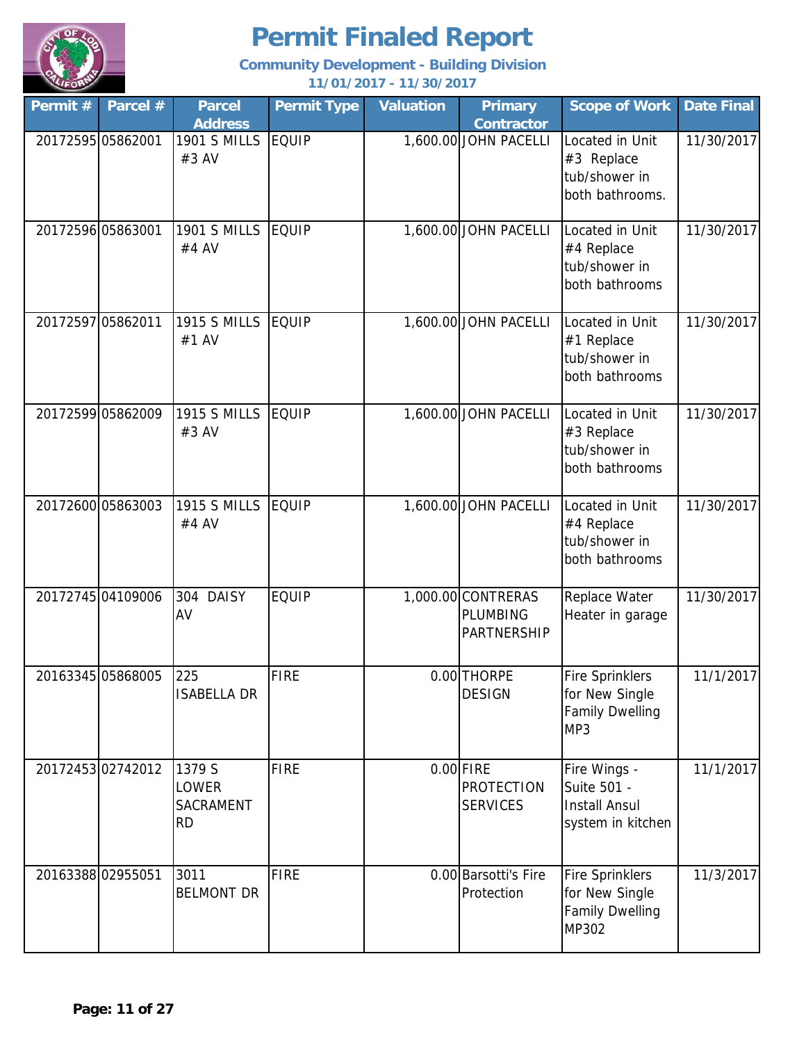# Permit Finaled Report

**Community Development - Building Division**

**11/01/2017 - 11/30/2017**

| Permit # | Parcel # | Parcel Address | Permit Type | Valuation | Primary Contractor | Scope of Work | Date Final |
|---|---|---|---|---|---|---|---|
| 20172595 | 05862001 | 1901 S MILLS #3 AV | EQUIP | 1,600.00 | JOHN PACELLI | Located in Unit #3 Replace tub/shower in both bathrooms. | 11/30/2017 |
| 20172596 | 05863001 | 1901 S MILLS #4 AV | EQUIP | 1,600.00 | JOHN PACELLI | Located in Unit #4 Replace tub/shower in both bathrooms | 11/30/2017 |
| 20172597 | 05862011 | 1915 S MILLS #1 AV | EQUIP | 1,600.00 | JOHN PACELLI | Located in Unit #1 Replace tub/shower in both bathrooms | 11/30/2017 |
| 20172599 | 05862009 | 1915 S MILLS #3 AV | EQUIP | 1,600.00 | JOHN PACELLI | Located in Unit #3 Replace tub/shower in both bathrooms | 11/30/2017 |
| 20172600 | 05863003 | 1915 S MILLS #4 AV | EQUIP | 1,600.00 | JOHN PACELLI | Located in Unit #4 Replace tub/shower in both bathrooms | 11/30/2017 |
| 20172745 | 04109006 | 304 DAISY AV | EQUIP | 1,000.00 | CONTRERAS PLUMBING PARTNERSHIP | Replace Water Heater in garage | 11/30/2017 |
| 20163345 | 05868005 | 225 ISABELLA DR | FIRE | 0.00 | THORPE DESIGN | Fire Sprinklers for New Single Family Dwelling MP3 | 11/1/2017 |
| 20172453 | 02742012 | 1379 S LOWER SACRAMENT RD | FIRE | 0.00 | FIRE PROTECTION SERVICES | Fire Wings - Suite 501 - Install Ansul system in kitchen | 11/1/2017 |
| 20163388 | 02955051 | 3011 BELMONT DR | FIRE | 0.00 | Barsotti's Fire Protection | Fire Sprinklers for New Single Family Dwelling MP302 | 11/3/2017 |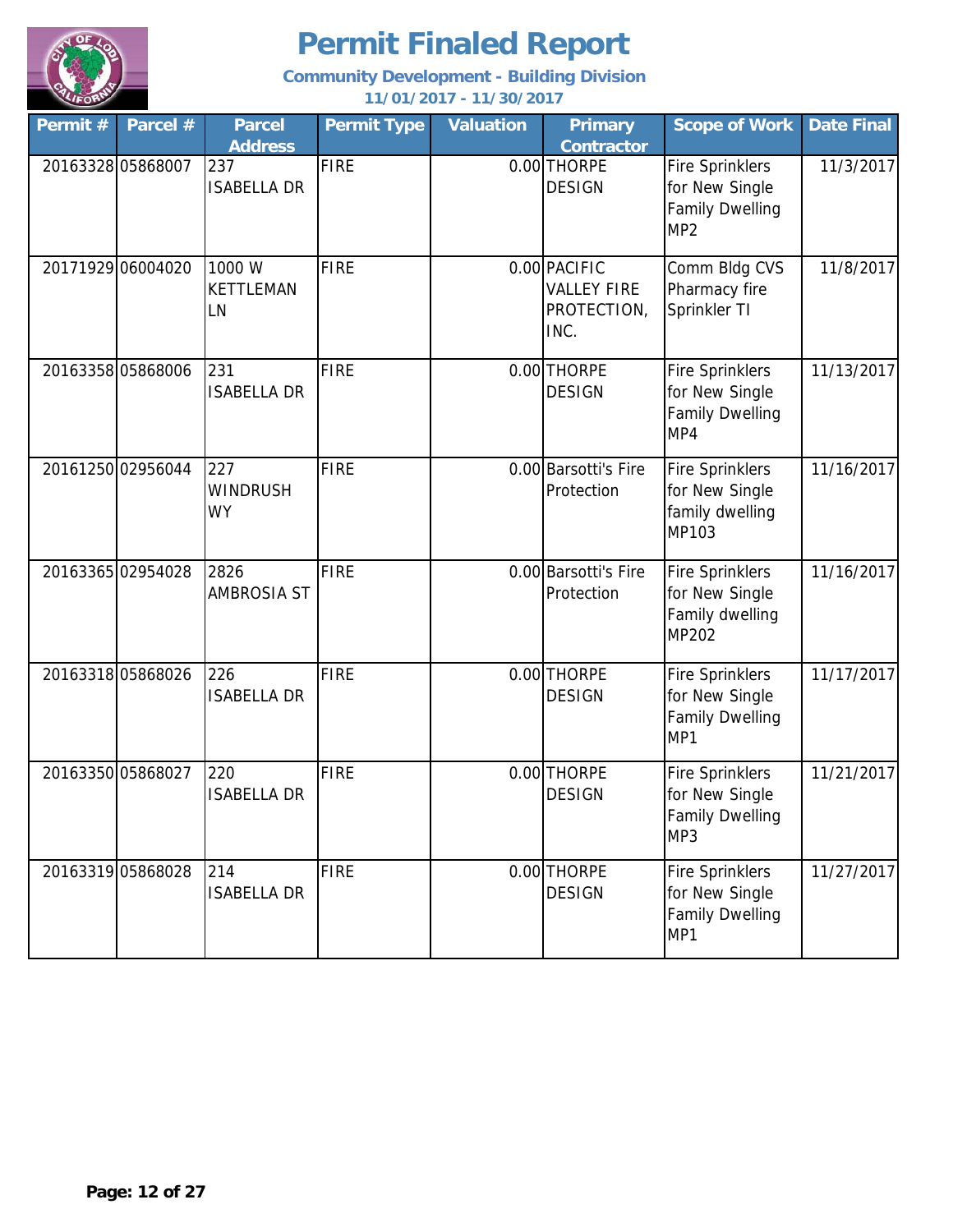# Permit Finaled Report

**Community Development - Building Division**

**11/01/2017 - 11/30/2017**

| Permit # | Parcel # | Parcel Address | Permit Type | Valuation | Primary Contractor | Scope of Work | Date Final |
|---|---|---|---|---|---|---|---|
| 20163328 | 05868007 | 237 ISABELLA DR | FIRE | 0.00 | THORPE DESIGN | Fire Sprinklers for New Single Family Dwelling MP2 | 11/3/2017 |
| 20171929 | 06004020 | 1000 W KETTLEMAN LN | FIRE | 0.00 | PACIFIC VALLEY FIRE PROTECTION, INC. | Comm Bldg CVS Pharmacy fire Sprinkler TI | 11/8/2017 |
| 20163358 | 05868006 | 231 ISABELLA DR | FIRE | 0.00 | THORPE DESIGN | Fire Sprinklers for New Single Family Dwelling MP4 | 11/13/2017 |
| 20161250 | 02956044 | 227 WINDRUSH WY | FIRE | 0.00 | Barsotti's Fire Protection | Fire Sprinklers for New Single family dwelling MP103 | 11/16/2017 |
| 20163365 | 02954028 | 2826 AMBROSIA ST | FIRE | 0.00 | Barsotti's Fire Protection | Fire Sprinklers for New Single Family dwelling MP202 | 11/16/2017 |
| 20163318 | 05868026 | 226 ISABELLA DR | FIRE | 0.00 | THORPE DESIGN | Fire Sprinklers for New Single Family Dwelling MP1 | 11/17/2017 |
| 20163350 | 05868027 | 220 ISABELLA DR | FIRE | 0.00 | THORPE DESIGN | Fire Sprinklers for New Single Family Dwelling MP3 | 11/21/2017 |
| 20163319 | 05868028 | 214 ISABELLA DR | FIRE | 0.00 | THORPE DESIGN | Fire Sprinklers for New Single Family Dwelling MP1 | 11/27/2017 |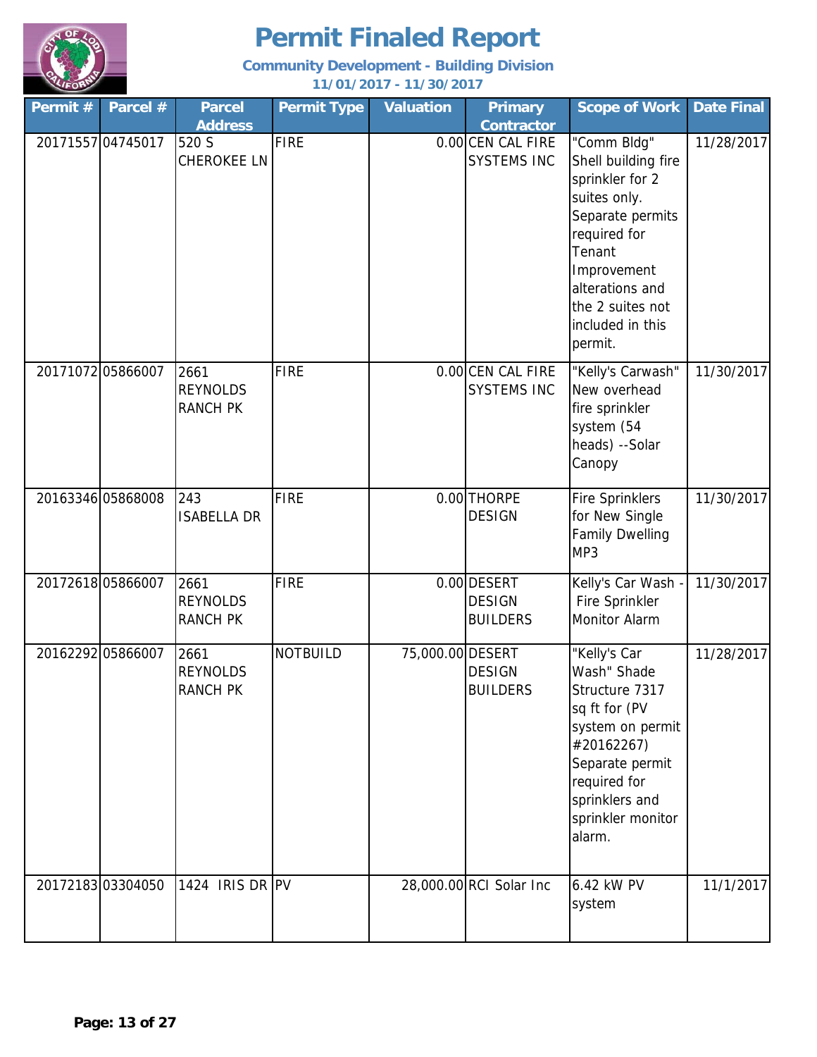# Permit Finaled Report

**Community Development - Building Division**

**11/01/2017 - 11/30/2017**

| Permit # | Parcel # | Parcel Address | Permit Type | Valuation | Primary Contractor | Scope of Work | Date Final |
|---|---|---|---|---|---|---|---|
| 20171557 | 04745017 | 520 S CHEROKEE LN | FIRE | 0.00 | CEN CAL FIRE SYSTEMS INC | "Comm Bldg" Shell building fire sprinkler for 2 suites only. Separate permits required for Tenant Improvement alterations and the 2 suites not included in this permit. | 11/28/2017 |
| 20171072 | 05866007 | 2661 REYNOLDS RANCH PK | FIRE | 0.00 | CEN CAL FIRE SYSTEMS INC | "Kelly's Carwash" New overhead fire sprinkler system (54 heads) --Solar Canopy | 11/30/2017 |
| 20163346 | 05868008 | 243 ISABELLA DR | FIRE | 0.00 | THORPE DESIGN | Fire Sprinklers for New Single Family Dwelling MP3 | 11/30/2017 |
| 20172618 | 05866007 | 2661 REYNOLDS RANCH PK | FIRE | 0.00 | DESERT DESIGN BUILDERS | Kelly's Car Wash - Fire Sprinkler Monitor Alarm | 11/30/2017 |
| 20162292 | 05866007 | 2661 REYNOLDS RANCH PK | NOTBUILD | 75,000.00 | DESERT DESIGN BUILDERS | "Kelly's Car Wash" Shade Structure 7317 sq ft for (PV system on permit #20162267) Separate permit required for sprinklers and sprinkler monitor alarm. | 11/28/2017 |
| 20172183 | 03304050 | 1424 IRIS DR | PV | 28,000.00 | RCI Solar Inc | 6.42 kW PV system | 11/1/2017 |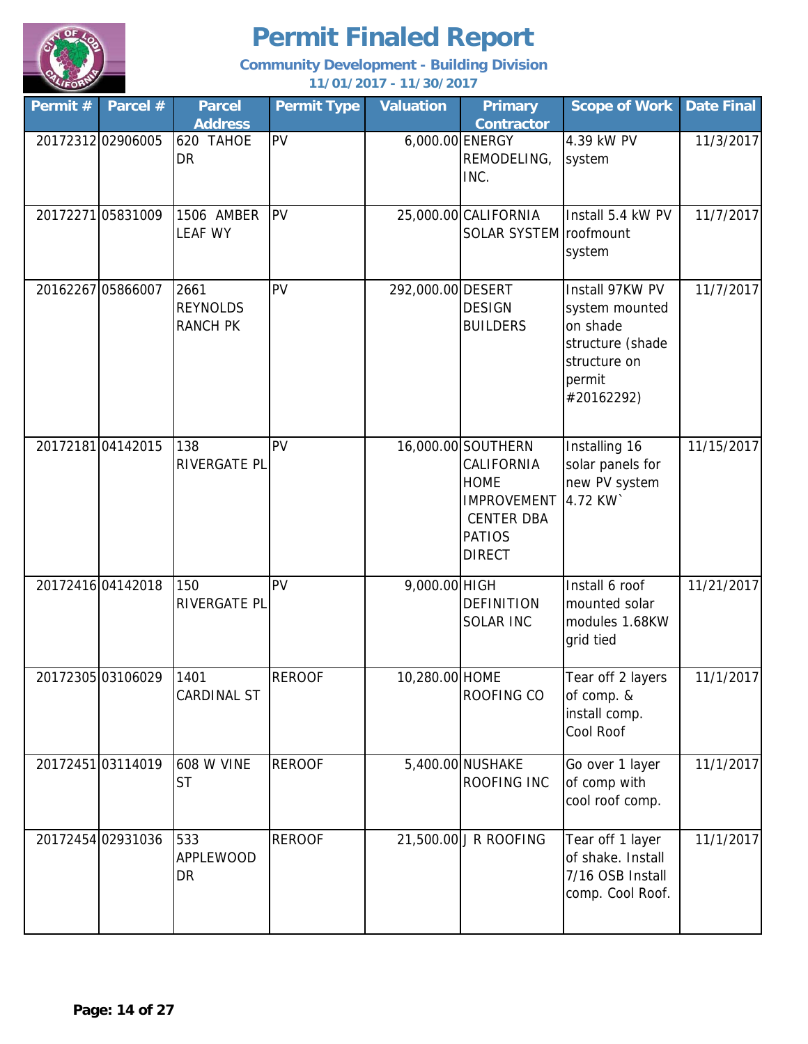# Permit Finaled Report

**Community Development - Building Division**

**11/01/2017 - 11/30/2017**

| Permit # | Parcel # | Parcel Address | Permit Type | Valuation | Primary Contractor | Scope of Work | Date Final |
|---|---|---|---|---|---|---|---|
| 20172312 | 02906005 | 620 TAHOE DR | PV | 6,000.00 | ENERGY REMODELING, INC. | 4.39 kW PV system | 11/3/2017 |
| 20172271 | 05831009 | 1506 AMBER LEAF WY | PV | 25,000.00 | CALIFORNIA SOLAR SYSTEM | Install 5.4 kW PV roofmount system | 11/7/2017 |
| 20162267 | 05866007 | 2661 REYNOLDS RANCH PK | PV | 292,000.00 | DESERT DESIGN BUILDERS | Install 97KW PV system mounted on shade structure (shade structure on permit #20162292) | 11/7/2017 |
| 20172181 | 04142015 | 138 RIVERGATE PL | PV | 16,000.00 | SOUTHERN CALIFORNIA HOME IMPROVEMENT CENTER DBA PATIOS DIRECT | Installing 16 solar panels for new PV system 4.72 KW` | 11/15/2017 |
| 20172416 | 04142018 | 150 RIVERGATE PL | PV | 9,000.00 | HIGH DEFINITION SOLAR INC | Install 6 roof mounted solar modules 1.68KW grid tied | 11/21/2017 |
| 20172305 | 03106029 | 1401 CARDINAL ST | REROOF | 10,280.00 | HOME ROOFING CO | Tear off 2 layers of comp. & install comp. Cool Roof | 11/1/2017 |
| 20172451 | 03114019 | 608 W VINE ST | REROOF | 5,400.00 | NUSHAKE ROOFING INC | Go over 1 layer of comp with cool roof comp. | 11/1/2017 |
| 20172454 | 02931036 | 533 APPLEWOOD DR | REROOF | 21,500.00 | J R ROOFING | Tear off 1 layer of shake. Install 7/16 OSB Install comp. Cool Roof. | 11/1/2017 |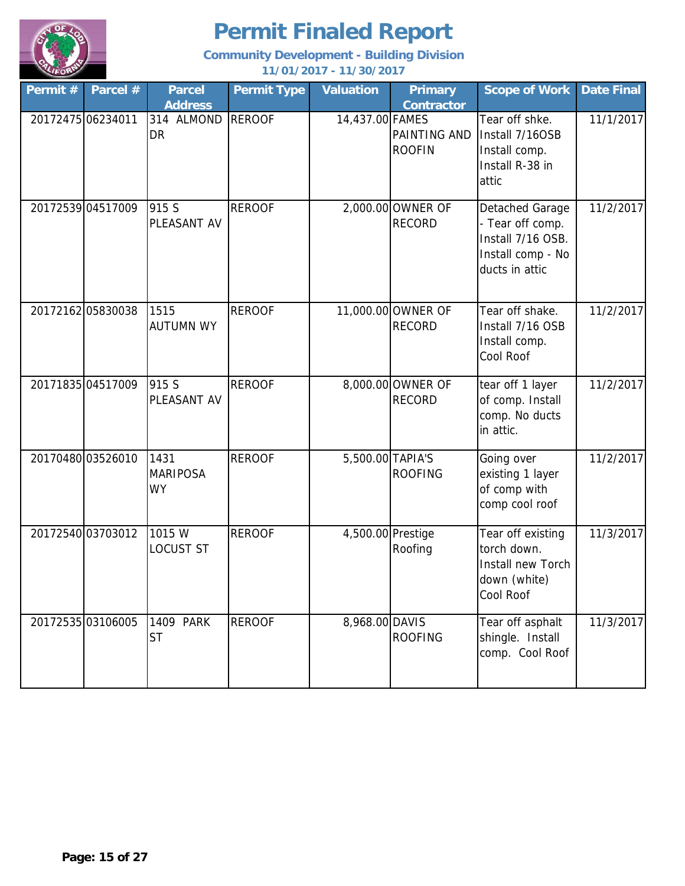# Permit Finaled Report

**Community Development - Building Division**

**11/01/2017 - 11/30/2017**

| Permit # | Parcel # | Parcel Address | Permit Type | Valuation | Primary Contractor | Scope of Work | Date Final |
|---|---|---|---|---|---|---|---|
| 20172475 | 06234011 | 314 ALMOND DR | REROOF | 14,437.00 | FAMES PAINTING AND ROOFIN | Tear off shke. Install 7/16OSB Install comp. Install R-38 in attic | 11/1/2017 |
| 20172539 | 04517009 | 915 S PLEASANT AV | REROOF | 2,000.00 | OWNER OF RECORD | Detached Garage - Tear off comp. Install 7/16 OSB. Install comp - No ducts in attic | 11/2/2017 |
| 20172162 | 05830038 | 1515 AUTUMN WY | REROOF | 11,000.00 | OWNER OF RECORD | Tear off shake. Install 7/16 OSB Install comp. Cool Roof | 11/2/2017 |
| 20171835 | 04517009 | 915 S PLEASANT AV | REROOF | 8,000.00 | OWNER OF RECORD | tear off 1 layer of comp. Install comp. No ducts in attic. | 11/2/2017 |
| 20170480 | 03526010 | 1431 MARIPOSA WY | REROOF | 5,500.00 | TAPIA'S ROOFING | Going over existing 1 layer of comp with comp cool roof | 11/2/2017 |
| 20172540 | 03703012 | 1015 W LOCUST ST | REROOF | 4,500.00 | Prestige Roofing | Tear off existing torch down. Install new Torch down (white) Cool Roof | 11/3/2017 |
| 20172535 | 03106005 | 1409 PARK ST | REROOF | 8,968.00 | DAVIS ROOFING | Tear off asphalt shingle. Install comp. Cool Roof | 11/3/2017 |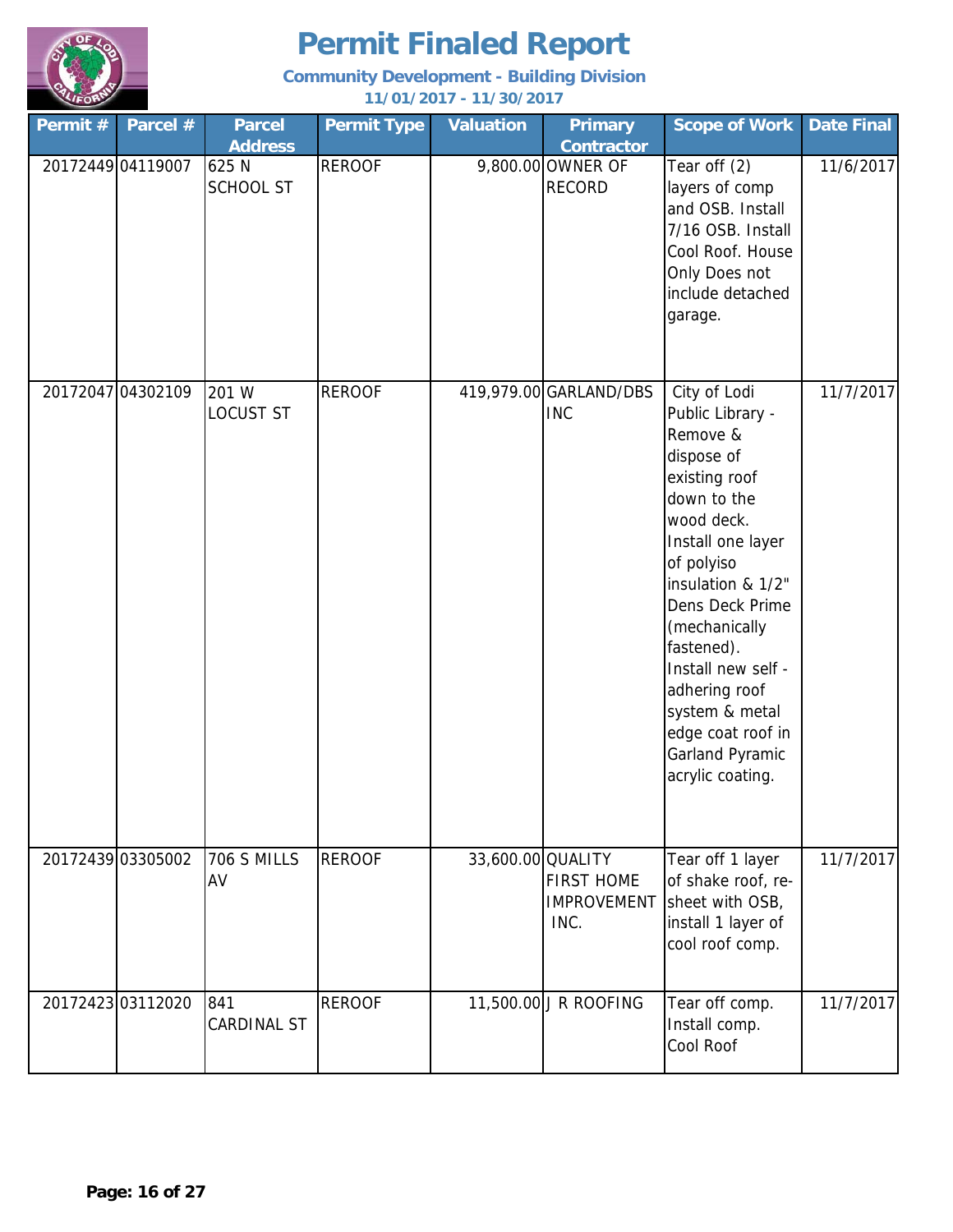# Permit Finaled Report

**Community Development - Building Division**

**11/01/2017 - 11/30/2017**

| Permit # | Parcel # | Parcel Address | Permit Type | Valuation | Primary Contractor | Scope of Work | Date Final |
|---|---|---|---|---|---|---|---|
| 20172449 | 04119007 | 625 N SCHOOL ST | REROOF | 9,800.00 | OWNER OF RECORD | Tear off (2) layers of comp and OSB. Install 7/16 OSB. Install Cool Roof. House Only Does not include detached garage. | 11/6/2017 |
| 20172047 | 04302109 | 201 W LOCUST ST | REROOF | 419,979.00 | GARLAND/DBS INC | City of Lodi Public Library - Remove & dispose of existing roof down to the wood deck. Install one layer of polyiso insulation & 1/2" Dens Deck Prime (mechanically fastened). Install new self - adhering roof system & metal edge coat roof in Garland Pyramic acrylic coating. | 11/7/2017 |
| 20172439 | 03305002 | 706 S MILLS AV | REROOF | 33,600.00 | QUALITY FIRST HOME IMPROVEMENT INC. | Tear off 1 layer of shake roof, re-sheet with OSB, install 1 layer of cool roof comp. | 11/7/2017 |
| 20172423 | 03112020 | 841 CARDINAL ST | REROOF | 11,500.00 | J R ROOFING | Tear off comp. Install comp. Cool Roof | 11/7/2017 |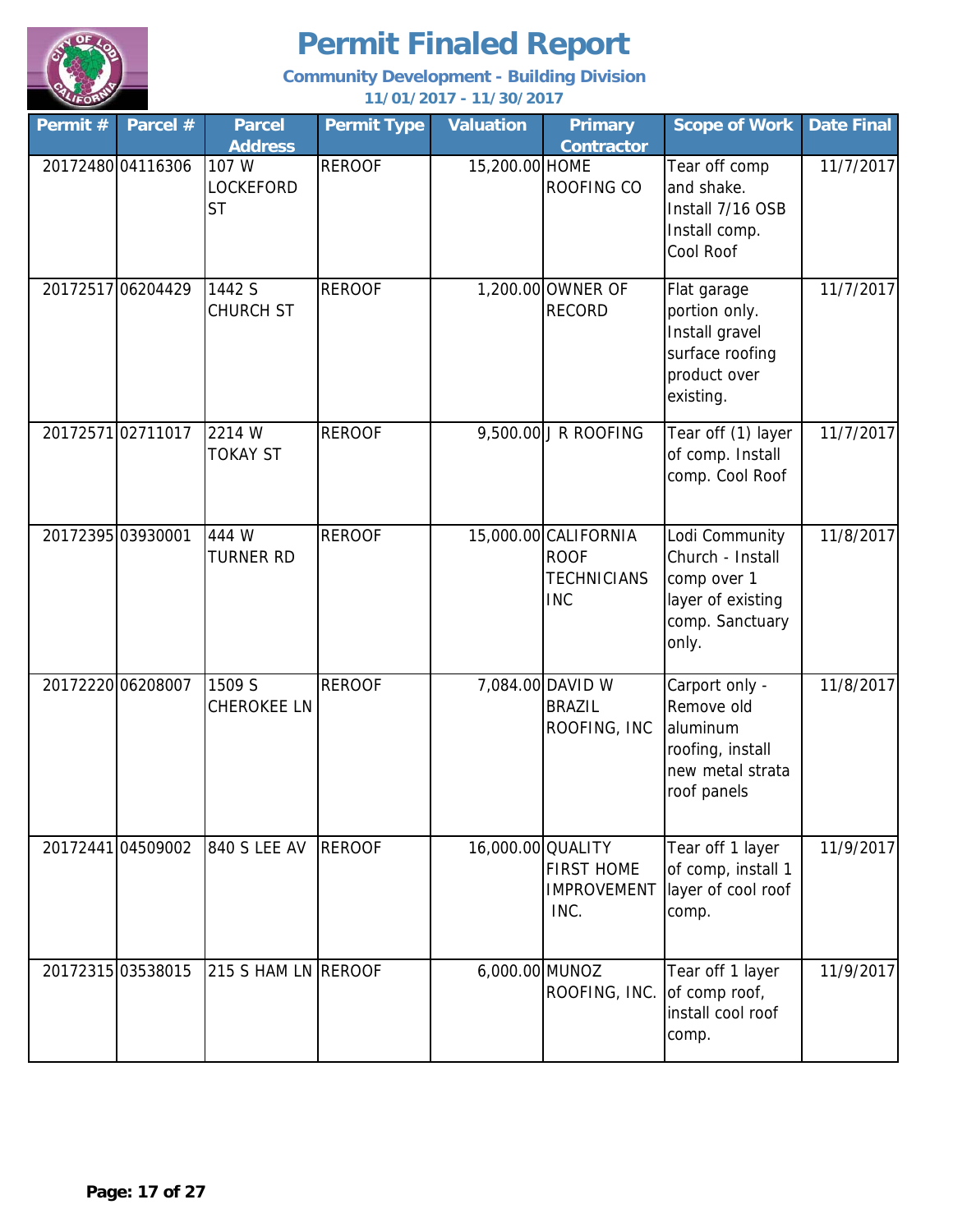# Permit Finaled Report

**Community Development - Building Division**

**11/01/2017 - 11/30/2017**

| Permit # | Parcel # | Parcel Address | Permit Type | Valuation | Primary Contractor | Scope of Work | Date Final |
|---|---|---|---|---|---|---|---|
| 20172480 | 04116306 | 107 W LOCKEFORD ST | REROOF | 15,200.00 | HOME ROOFING CO | Tear off comp and shake. Install 7/16 OSB Install comp. Cool Roof | 11/7/2017 |
| 20172517 | 06204429 | 1442 S CHURCH ST | REROOF | 1,200.00 | OWNER OF RECORD | Flat garage portion only. Install gravel surface roofing product over existing. | 11/7/2017 |
| 20172571 | 02711017 | 2214 W TOKAY ST | REROOF | 9,500.00 | J R ROOFING | Tear off (1) layer of comp. Install comp. Cool Roof | 11/7/2017 |
| 20172395 | 03930001 | 444 W TURNER RD | REROOF | 15,000.00 | CALIFORNIA ROOF TECHNICIANS INC | Lodi Community Church - Install comp over 1 layer of existing comp. Sanctuary only. | 11/8/2017 |
| 20172220 | 06208007 | 1509 S CHEROKEE LN | REROOF | 7,084.00 | DAVID W BRAZIL ROOFING, INC | Carport only - Remove old aluminum roofing, install new metal strata roof panels | 11/8/2017 |
| 20172441 | 04509002 | 840 S LEE AV | REROOF | 16,000.00 | QUALITY FIRST HOME IMPROVEMENT INC. | Tear off 1 layer of comp, install 1 layer of cool roof comp. | 11/9/2017 |
| 20172315 | 03538015 | 215 S HAM LN | REROOF | 6,000.00 | MUNOZ ROOFING, INC. | Tear off 1 layer of comp roof, install cool roof comp. | 11/9/2017 |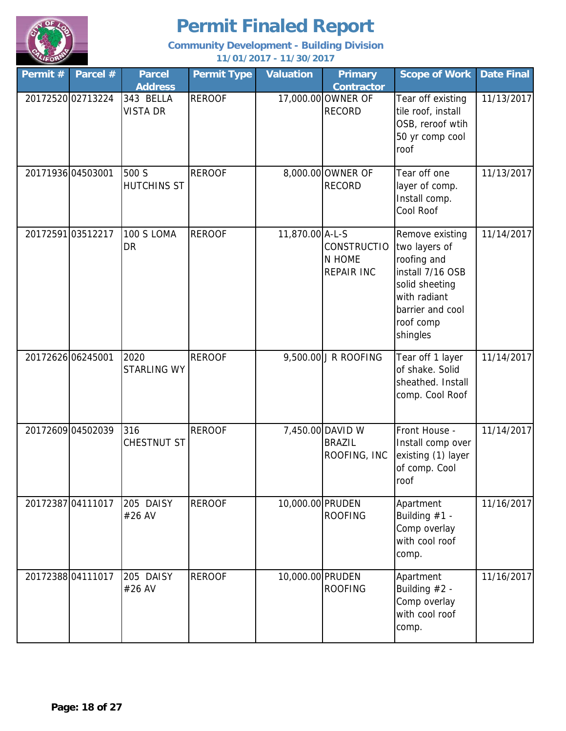# Permit Finaled Report

**Community Development - Building Division**

**11/01/2017 - 11/30/2017**

| Permit # | Parcel # | Parcel Address | Permit Type | Valuation | Primary Contractor | Scope of Work | Date Final |
|---|---|---|---|---|---|---|---|
| 20172520 | 02713224 | 343 BELLA VISTA DR | REROOF | 17,000.00 | OWNER OF RECORD | Tear off existing tile roof, install OSB, reroof wtih 50 yr comp cool roof | 11/13/2017 |
| 20171936 | 04503001 | 500 S HUTCHINS ST | REROOF | 8,000.00 | OWNER OF RECORD | Tear off one layer of comp. Install comp. Cool Roof | 11/13/2017 |
| 20172591 | 03512217 | 100 S LOMA DR | REROOF | 11,870.00 | A-L-S CONSTRUCTION HOME REPAIR INC | Remove existing two layers of roofing and install 7/16 OSB solid sheeting with radiant barrier and cool roof comp shingles | 11/14/2017 |
| 20172626 | 06245001 | 2020 STARLING WY | REROOF | 9,500.00 | J R ROOFING | Tear off 1 layer of shake. Solid sheathed. Install comp. Cool Roof | 11/14/2017 |
| 20172609 | 04502039 | 316 CHESTNUT ST | REROOF | 7,450.00 | DAVID W BRAZIL ROOFING, INC | Front House - Install comp over existing (1) layer of comp. Cool roof | 11/14/2017 |
| 20172387 | 04111017 | 205 DAISY #26 AV | REROOF | 10,000.00 | PRUDEN ROOFING | Apartment Building #1 - Comp overlay with cool roof comp. | 11/16/2017 |
| 20172388 | 04111017 | 205 DAISY #26 AV | REROOF | 10,000.00 | PRUDEN ROOFING | Apartment Building #2 - Comp overlay with cool roof comp. | 11/16/2017 |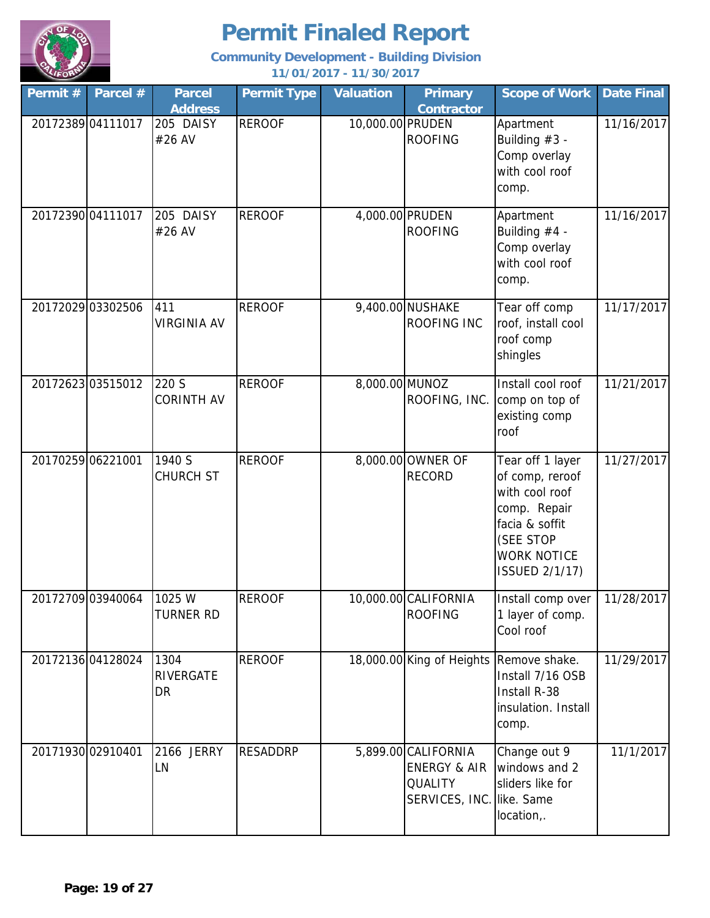# Permit Finaled Report

**Community Development - Building Division**

**11/01/2017 - 11/30/2017**

| Permit # | Parcel # | Parcel Address | Permit Type | Valuation | Primary Contractor | Scope of Work | Date Final |
|---|---|---|---|---|---|---|---|
| 20172389 | 04111017 | 205 DAISY #26 AV | REROOF | 10,000.00 | PRUDEN ROOFING | Apartment Building #3 - Comp overlay with cool roof comp. | 11/16/2017 |
| 20172390 | 04111017 | 205 DAISY #26 AV | REROOF | 4,000.00 | PRUDEN ROOFING | Apartment Building #4 - Comp overlay with cool roof comp. | 11/16/2017 |
| 20172029 | 03302506 | 411 VIRGINIA AV | REROOF | 9,400.00 | NUSHAKE ROOFING INC | Tear off comp roof, install cool roof comp shingles | 11/17/2017 |
| 20172623 | 03515012 | 220 S CORINTH AV | REROOF | 8,000.00 | MUNOZ ROOFING, INC. | Install cool roof comp on top of existing comp roof | 11/21/2017 |
| 20170259 | 06221001 | 1940 S CHURCH ST | REROOF | 8,000.00 | OWNER OF RECORD | Tear off 1 layer of comp, reroof with cool roof comp. Repair facia & soffit (SEE STOP WORK NOTICE ISSUED 2/1/17) | 11/27/2017 |
| 20172709 | 03940064 | 1025 W TURNER RD | REROOF | 10,000.00 | CALIFORNIA ROOFING | Install comp over 1 layer of comp. Cool roof | 11/28/2017 |
| 20172136 | 04128024 | 1304 RIVERGATE DR | REROOF | 18,000.00 | King of Heights | Remove shake. Install 7/16 OSB Install R-38 insulation. Install comp. | 11/29/2017 |
| 20171930 | 02910401 | 2166 JERRY LN | RESADDRP | 5,899.00 | CALIFORNIA ENERGY & AIR QUALITY SERVICES, INC. | Change out 9 windows and 2 sliders like for like. Same location,. | 11/1/2017 |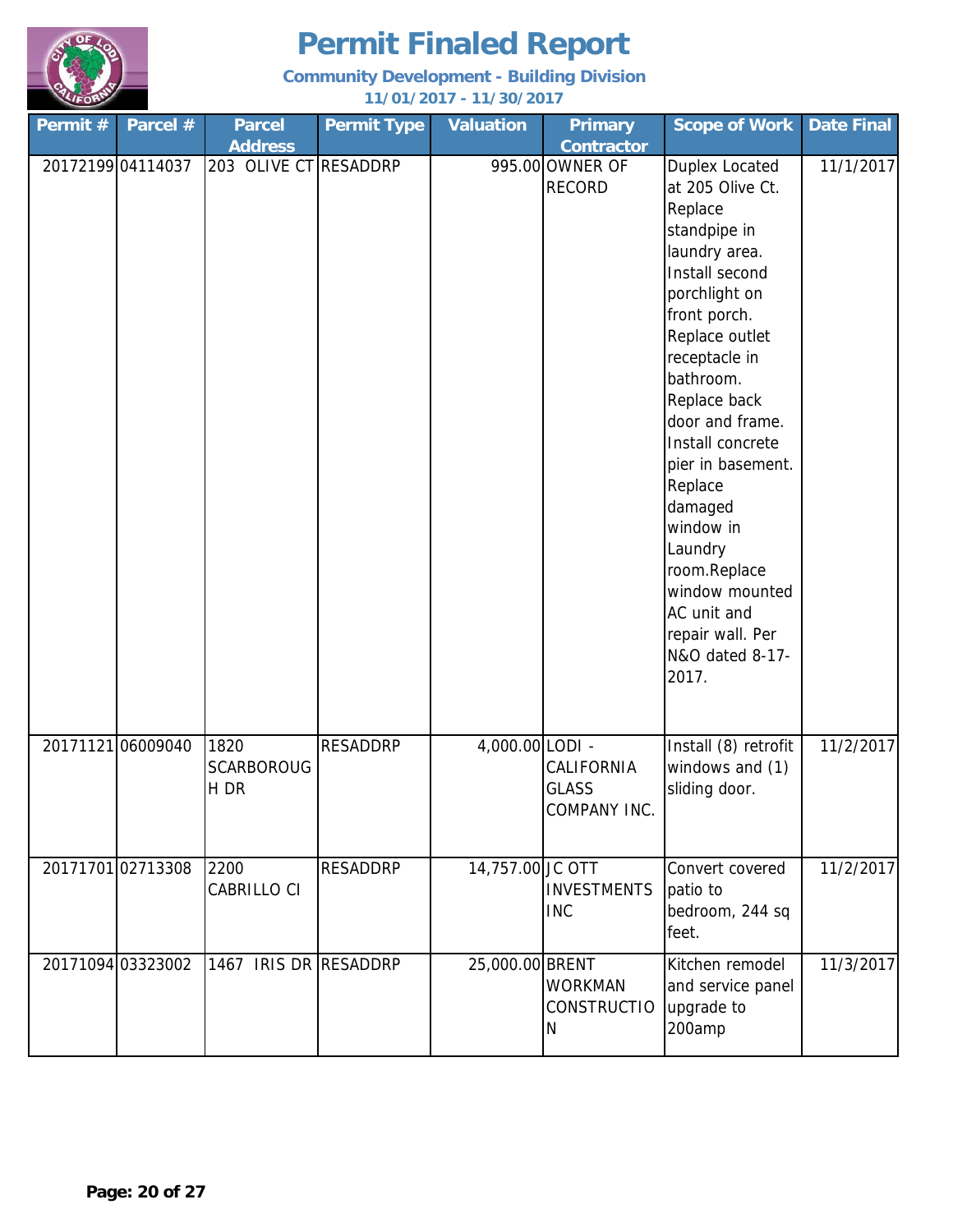# Permit Finaled Report

**Community Development - Building Division**

**11/01/2017 - 11/30/2017**

| Permit # | Parcel # | Parcel Address | Permit Type | Valuation | Primary Contractor | Scope of Work | Date Final |
|---|---|---|---|---|---|---|---|
| 20172199 | 04114037 | 203 OLIVE CT | RESADDRP | 995.00 | OWNER OF RECORD | Duplex Located at 205 Olive Ct. Replace standpipe in laundry area. Install second porchlight on front porch. Replace outlet receptacle in bathroom. Replace back door and frame. Install concrete pier in basement. Replace damaged window in Laundry room.Replace window mounted AC unit and repair wall. Per N&O dated 8-17-2017. | 11/1/2017 |
| 20171121 | 06009040 | 1820 SCARBOROUGH DR | RESADDRP | 4,000.00 | LODI - CALIFORNIA GLASS COMPANY INC. | Install (8) retrofit windows and (1) sliding door. | 11/2/2017 |
| 20171701 | 02713308 | 2200 CABRILLO CI | RESADDRP | 14,757.00 | JC OTT INVESTMENTS INC | Convert covered patio to bedroom, 244 sq feet. | 11/2/2017 |
| 20171094 | 03323002 | 1467 IRIS DR | RESADDRP | 25,000.00 | BRENT WORKMAN CONSTRUCTION | Kitchen remodel and service panel upgrade to 200amp | 11/3/2017 |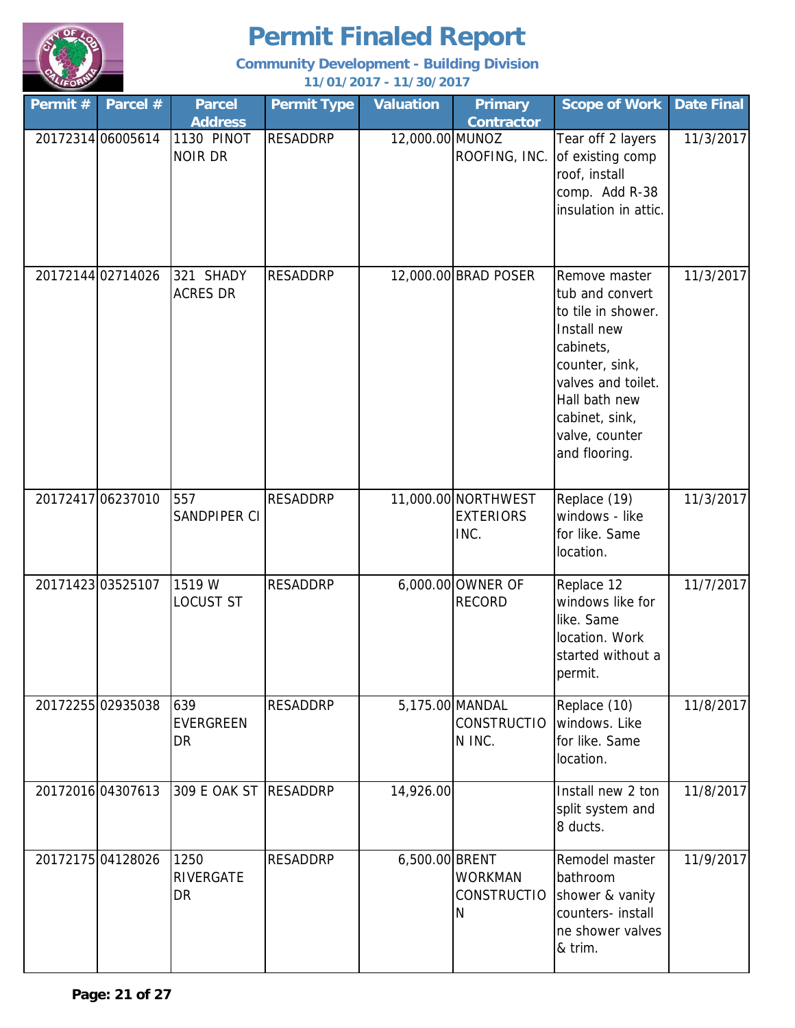# Permit Finaled Report

**Community Development - Building Division**

**11/01/2017 - 11/30/2017**

| Permit # | Parcel # | Parcel Address | Permit Type | Valuation | Primary Contractor | Scope of Work | Date Final |
|---|---|---|---|---|---|---|---|
| 20172314 | 06005614 | 1130 PINOT NOIR DR | RESADDRP | 12,000.00 | MUNOZ ROOFING, INC. | Tear off 2 layers of existing comp roof, install comp. Add R-38 insulation in attic. | 11/3/2017 |
| 20172144 | 02714026 | 321 SHADY ACRES DR | RESADDRP | 12,000.00 | BRAD POSER | Remove master tub and convert to tile in shower. Install new cabinets, counter, sink, valves and toilet. Hall bath new cabinet, sink, valve, counter and flooring. | 11/3/2017 |
| 20172417 | 06237010 | 557 SANDPIPER CI | RESADDRP | 11,000.00 | NORTHWEST EXTERIORS INC. | Replace (19) windows - like for like. Same location. | 11/3/2017 |
| 20171423 | 03525107 | 1519 W LOCUST ST | RESADDRP | 6,000.00 | OWNER OF RECORD | Replace 12 windows like for like. Same location. Work started without a permit. | 11/7/2017 |
| 20172255 | 02935038 | 639 EVERGREEN DR | RESADDRP | 5,175.00 | MANDAL CONSTRUCTION INC. | Replace (10) windows. Like for like. Same location. | 11/8/2017 |
| 20172016 | 04307613 | 309 E OAK ST | RESADDRP | 14,926.00 | | Install new 2 ton split system and 8 ducts. | 11/8/2017 |
| 20172175 | 04128026 | 1250 RIVERGATE DR | RESADDRP | 6,500.00 | BRENT WORKMAN CONSTRUCTION | Remodel master bathroom shower & vanity counters- install ne shower valves & trim. | 11/9/2017 |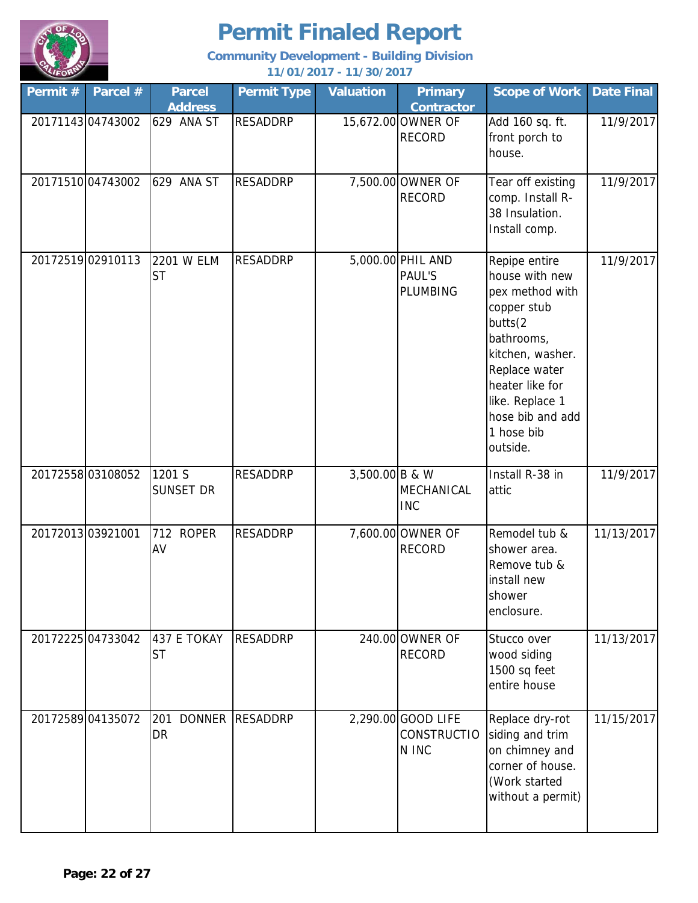# Permit Finaled Report

**Community Development - Building Division**

**11/01/2017 - 11/30/2017**

| Permit # | Parcel # | Parcel Address | Permit Type | Valuation | Primary Contractor | Scope of Work | Date Final |
|---|---|---|---|---|---|---|---|
| 20171143 | 04743002 | 629 ANA ST | RESADDRP | 15,672.00 | OWNER OF RECORD | Add 160 sq. ft. front porch to house. | 11/9/2017 |
| 20171510 | 04743002 | 629 ANA ST | RESADDRP | 7,500.00 | OWNER OF RECORD | Tear off existing comp. Install R-38 Insulation. Install comp. | 11/9/2017 |
| 20172519 | 02910113 | 2201 W ELM ST | RESADDRP | 5,000.00 | PHIL AND PAUL'S PLUMBING | Repipe entire house with new pex method with copper stub butts(2 bathrooms, kitchen, washer. Replace water heater like for like. Replace 1 hose bib and add 1 hose bib outside. | 11/9/2017 |
| 20172558 | 03108052 | 1201 S SUNSET DR | RESADDRP | 3,500.00 | B & W MECHANICAL INC | Install R-38 in attic | 11/9/2017 |
| 20172013 | 03921001 | 712 ROPER AV | RESADDRP | 7,600.00 | OWNER OF RECORD | Remodel tub & shower area. Remove tub & install new shower enclosure. | 11/13/2017 |
| 20172225 | 04733042 | 437 E TOKAY ST | RESADDRP | 240.00 | OWNER OF RECORD | Stucco over wood siding 1500 sq feet entire house | 11/13/2017 |
| 20172589 | 04135072 | 201 DONNER DR | RESADDRP | 2,290.00 | GOOD LIFE CONSTRUCTION INC | Replace dry-rot siding and trim on chimney and corner of house. (Work started without a permit) | 11/15/2017 |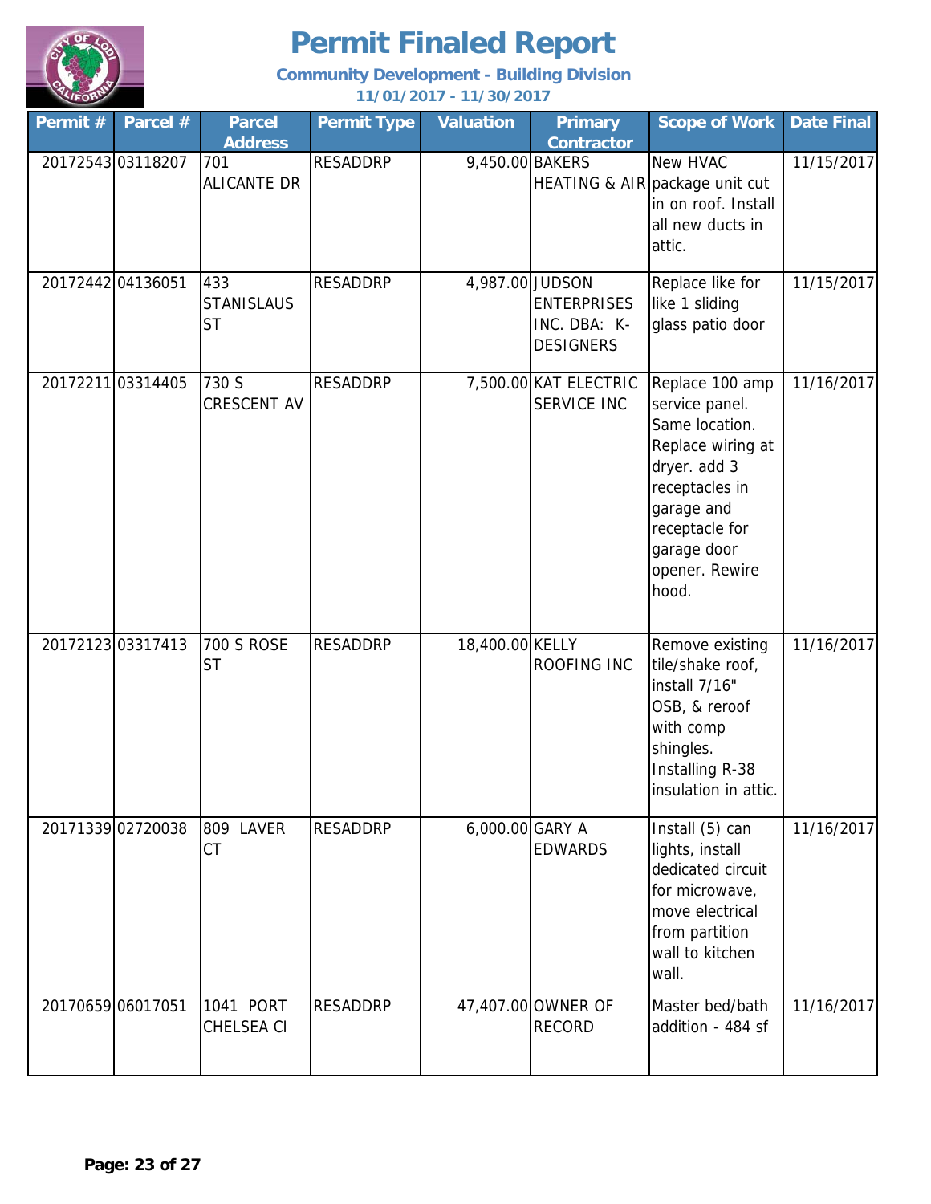# Permit Finaled Report

**Community Development - Building Division**

**11/01/2017 - 11/30/2017**

| Permit # | Parcel # | Parcel Address | Permit Type | Valuation | Primary Contractor | Scope of Work | Date Final |
|---|---|---|---|---|---|---|---|
| 20172543 | 03118207 | 701 ALICANTE DR | RESADDRP | 9,450.00 | BAKERS HEATING & AIR | New HVAC package unit cut in on roof. Install all new ducts in attic. | 11/15/2017 |
| 20172442 | 04136051 | 433 STANISLAUS ST | RESADDRP | 4,987.00 | JUDSON ENTERPRISES INC. DBA: K-DESIGNERS | Replace like for like 1 sliding glass patio door | 11/15/2017 |
| 20172211 | 03314405 | 730 S CRESCENT AV | RESADDRP | 7,500.00 | KAT ELECTRIC SERVICE INC | Replace 100 amp service panel. Same location. Replace wiring at dryer. add 3 receptacles in garage and receptacle for garage door opener. Rewire hood. | 11/16/2017 |
| 20172123 | 03317413 | 700 S ROSE ST | RESADDRP | 18,400.00 | KELLY ROOFING INC | Remove existing tile/shake roof, install 7/16" OSB, & reroof with comp shingles. Installing R-38 insulation in attic. | 11/16/2017 |
| 20171339 | 02720038 | 809 LAVER CT | RESADDRP | 6,000.00 | GARY A EDWARDS | Install (5) can lights, install dedicated circuit for microwave, move electrical from partition wall to kitchen wall. | 11/16/2017 |
| 20170659 | 06017051 | 1041 PORT CHELSEA CI | RESADDRP | 47,407.00 | OWNER OF RECORD | Master bed/bath addition - 484 sf | 11/16/2017 |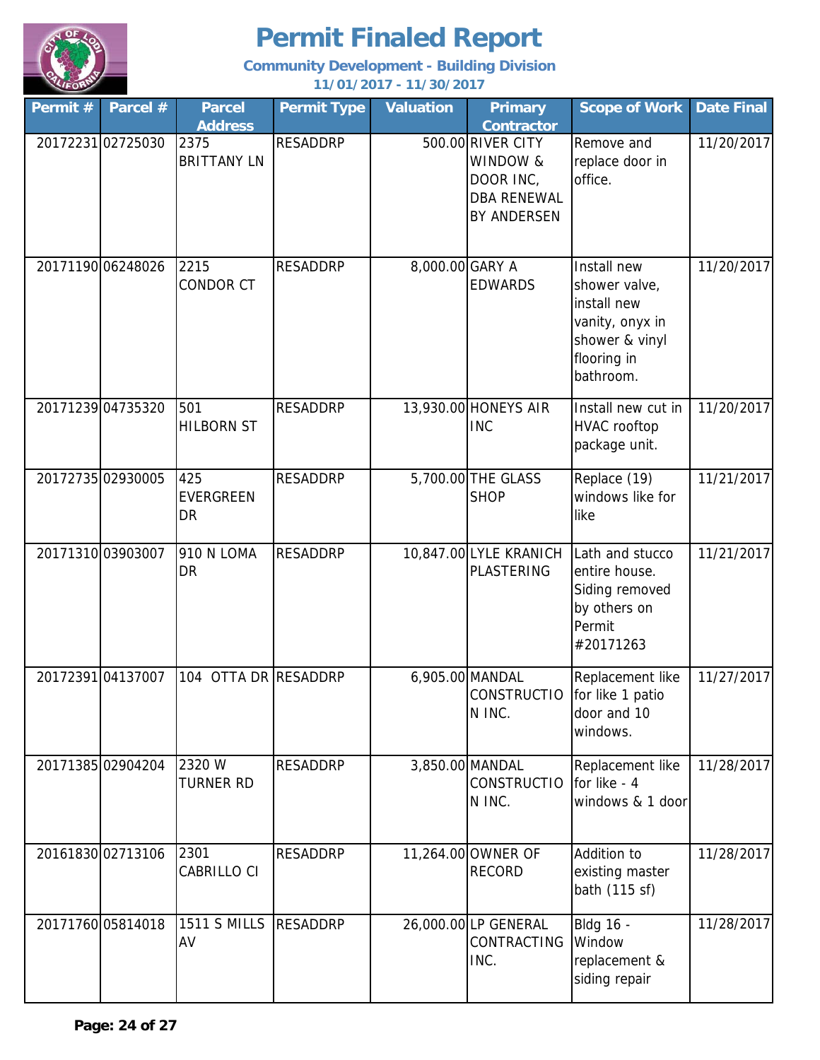# Permit Finaled Report

**Community Development - Building Division**

**11/01/2017 - 11/30/2017**

| Permit # | Parcel # | Parcel Address | Permit Type | Valuation | Primary Contractor | Scope of Work | Date Final |
|---|---|---|---|---|---|---|---|
| 20172231 | 02725030 | 2375 BRITTANY LN | RESADDRP | 500.00 | RIVER CITY WINDOW & DOOR INC, DBA RENEWAL BY ANDERSEN | Remove and replace door in office. | 11/20/2017 |
| 20171190 | 06248026 | 2215 CONDOR CT | RESADDRP | 8,000.00 | GARY A EDWARDS | Install new shower valve, install new vanity, onyx in shower & vinyl flooring in bathroom. | 11/20/2017 |
| 20171239 | 04735320 | 501 HILBORN ST | RESADDRP | 13,930.00 | HONEYS AIR INC | Install new cut in HVAC rooftop package unit. | 11/20/2017 |
| 20172735 | 02930005 | 425 EVERGREEN DR | RESADDRP | 5,700.00 | THE GLASS SHOP | Replace (19) windows like for like | 11/21/2017 |
| 20171310 | 03903007 | 910 N LOMA DR | RESADDRP | 10,847.00 | LYLE KRANICH PLASTERING | Lath and stucco entire house. Siding removed by others on Permit #20171263 | 11/21/2017 |
| 20172391 | 04137007 | 104 OTTA DR | RESADDRP | 6,905.00 | MANDAL CONSTRUCTION INC. | Replacement like for like 1 patio door and 10 windows. | 11/27/2017 |
| 20171385 | 02904204 | 2320 W TURNER RD | RESADDRP | 3,850.00 | MANDAL CONSTRUCTION INC. | Replacement like for like - 4 windows & 1 door | 11/28/2017 |
| 20161830 | 02713106 | 2301 CABRILLO CI | RESADDRP | 11,264.00 | OWNER OF RECORD | Addition to existing master bath (115 sf) | 11/28/2017 |
| 20171760 | 05814018 | 1511 S MILLS AV | RESADDRP | 26,000.00 | LP GENERAL CONTRACTING INC. | Bldg 16 - Window replacement & siding repair | 11/28/2017 |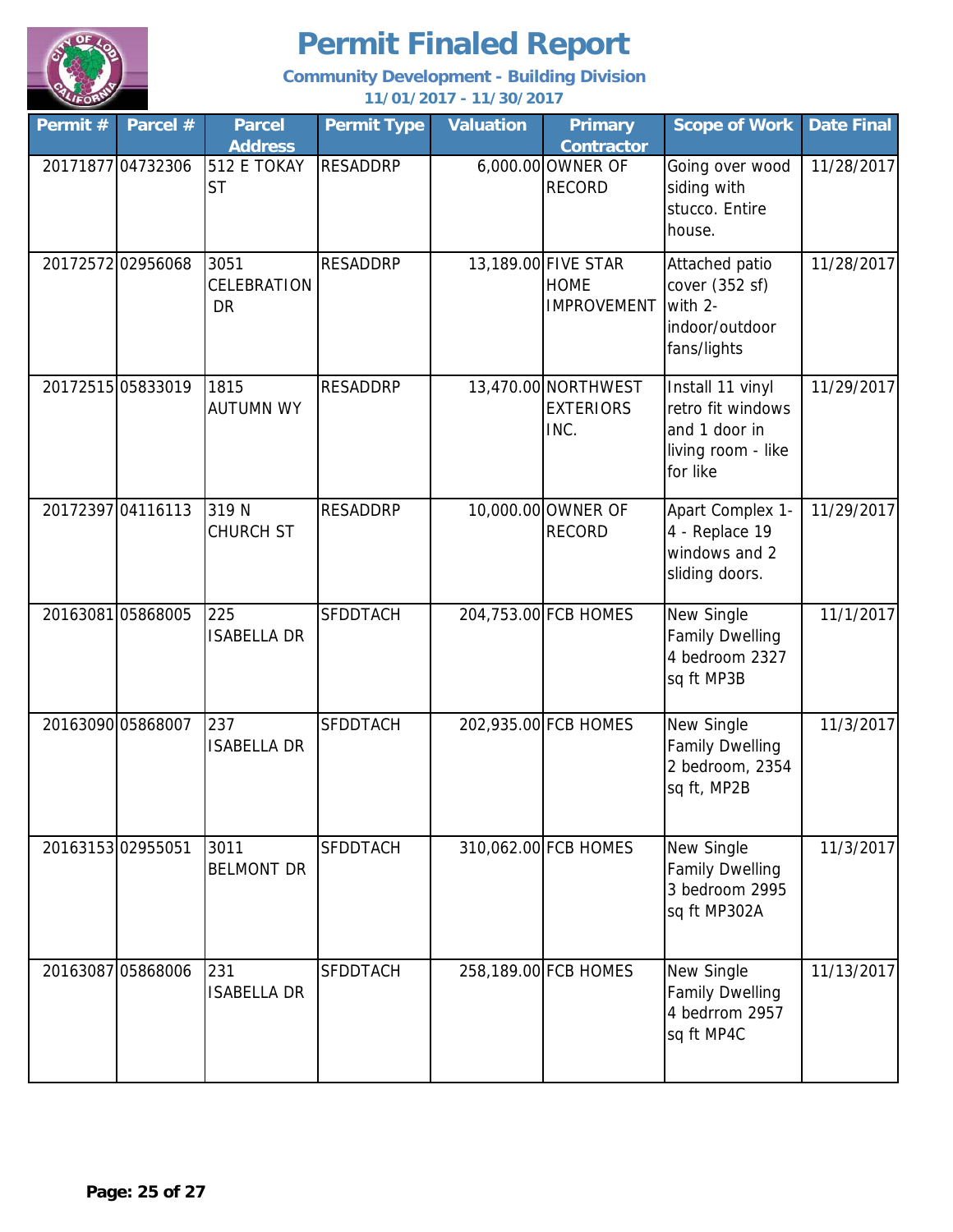# Permit Finaled Report

**Community Development - Building Division**

**11/01/2017 - 11/30/2017**

| Permit # | Parcel # | Parcel Address | Permit Type | Valuation | Primary Contractor | Scope of Work | Date Final |
|---|---|---|---|---|---|---|---|
| 20171877 | 04732306 | 512 E TOKAY ST | RESADDRP | 6,000.00 | OWNER OF RECORD | Going over wood siding with stucco. Entire house. | 11/28/2017 |
| 20172572 | 02956068 | 3051 CELEBRATION DR | RESADDRP | 13,189.00 | FIVE STAR HOME IMPROVEMENT | Attached patio cover (352 sf) with 2-indoor/outdoor fans/lights | 11/28/2017 |
| 20172515 | 05833019 | 1815 AUTUMN WY | RESADDRP | 13,470.00 | NORTHWEST EXTERIORS INC. | Install 11 vinyl retro fit windows and 1 door in living room - like for like | 11/29/2017 |
| 20172397 | 04116113 | 319 N CHURCH ST | RESADDRP | 10,000.00 | OWNER OF RECORD | Apart Complex 1-4 - Replace 19 windows and 2 sliding doors. | 11/29/2017 |
| 20163081 | 05868005 | 225 ISABELLA DR | SFDDTACH | 204,753.00 | FCB HOMES | New Single Family Dwelling 4 bedroom 2327 sq ft MP3B | 11/1/2017 |
| 20163090 | 05868007 | 237 ISABELLA DR | SFDDTACH | 202,935.00 | FCB HOMES | New Single Family Dwelling 2 bedroom, 2354 sq ft, MP2B | 11/3/2017 |
| 20163153 | 02955051 | 3011 BELMONT DR | SFDDTACH | 310,062.00 | FCB HOMES | New Single Family Dwelling 3 bedroom 2995 sq ft MP302A | 11/3/2017 |
| 20163087 | 05868006 | 231 ISABELLA DR | SFDDTACH | 258,189.00 | FCB HOMES | New Single Family Dwelling 4 bedrrom 2957 sq ft MP4C | 11/13/2017 |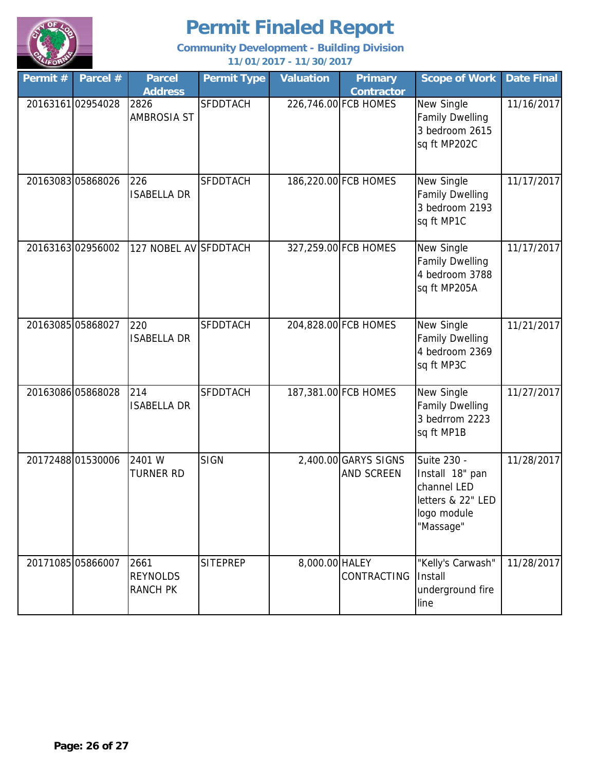# Permit Finaled Report

**Community Development - Building Division**

**11/01/2017 - 11/30/2017**

| Permit # | Parcel # | Parcel Address | Permit Type | Valuation | Primary Contractor | Scope of Work | Date Final |
|---|---|---|---|---|---|---|---|
| 20163161 | 02954028 | 2826 AMBROSIA ST | SFDDTACH | 226,746.00 | FCB HOMES | New Single Family Dwelling 3 bedroom 2615 sq ft MP202C | 11/16/2017 |
| 20163083 | 05868026 | 226 ISABELLA DR | SFDDTACH | 186,220.00 | FCB HOMES | New Single Family Dwelling 3 bedroom 2193 sq ft MP1C | 11/17/2017 |
| 20163163 | 02956002 | 127 NOBEL AV | SFDDTACH | 327,259.00 | FCB HOMES | New Single Family Dwelling 4 bedroom 3788 sq ft MP205A | 11/17/2017 |
| 20163085 | 05868027 | 220 ISABELLA DR | SFDDTACH | 204,828.00 | FCB HOMES | New Single Family Dwelling 4 bedroom 2369 sq ft MP3C | 11/21/2017 |
| 20163086 | 05868028 | 214 ISABELLA DR | SFDDTACH | 187,381.00 | FCB HOMES | New Single Family Dwelling 3 bedrrom 2223 sq ft MP1B | 11/27/2017 |
| 20172488 | 01530006 | 2401 W TURNER RD | SIGN | 2,400.00 | GARYS SIGNS AND SCREEN | Suite 230 - Install 18" pan channel LED letters & 22" LED logo module "Massage" | 11/28/2017 |
| 20171085 | 05866007 | 2661 REYNOLDS RANCH PK | SITEPREP | 8,000.00 | HALEY CONTRACTING | "Kelly's Carwash" Install underground fire line | 11/28/2017 |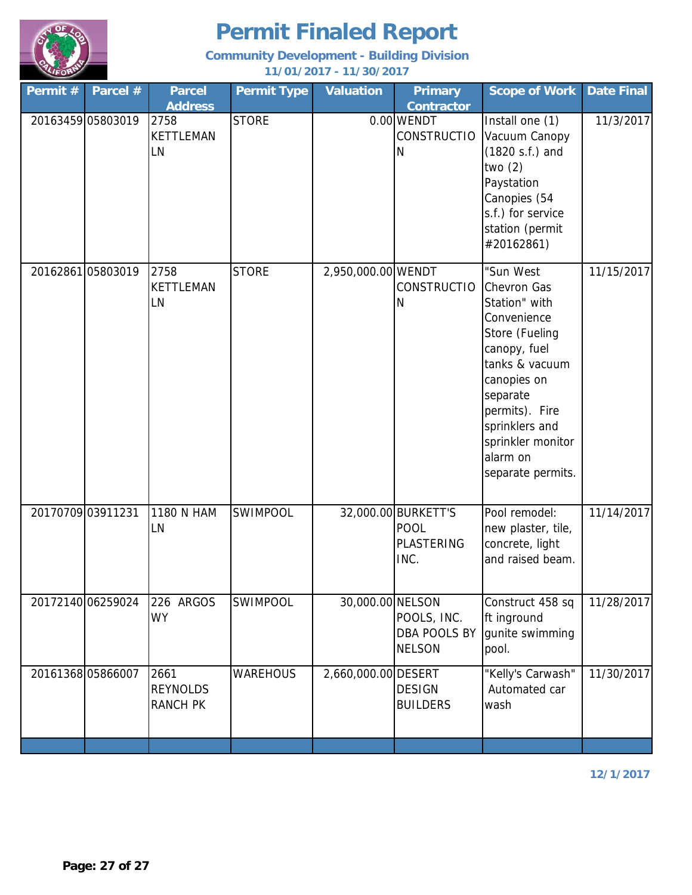# Permit Finaled Report

**Community Development - Building Division**

**11/01/2017 - 11/30/2017**

| Permit # | Parcel # | Parcel Address | Permit Type | Valuation | Primary Contractor | Scope of Work | Date Final |
|---|---|---|---|---|---|---|---|
| 20163459 | 05803019 | 2758 KETTLEMAN LN | STORE | 0.00 | WENDT CONSTRUCTION | Install one (1) Vacuum Canopy (1820 s.f.) and two (2) Paystation Canopies (54 s.f.) for service station (permit #20162861) | 11/3/2017 |
| 20162861 | 05803019 | 2758 KETTLEMAN LN | STORE | 2,950,000.00 | WENDT CONSTRUCTION | "Sun West Chevron Gas Station" with Convenience Store (Fueling canopy, fuel tanks & vacuum canopies on separate permits). Fire sprinklers and sprinkler monitor alarm on separate permits. | 11/15/2017 |
| 20170709 | 03911231 | 1180 N HAM LN | SWIMPOOL | 32,000.00 | BURKETT'S POOL PLASTERING INC. | Pool remodel: new plaster, tile, concrete, light and raised beam. | 11/14/2017 |
| 20172140 | 06259024 | 226 ARGOS WY | SWIMPOOL | 30,000.00 | NELSON POOLS, INC. DBA POOLS BY NELSON | Construct 458 sq ft inground gunite swimming pool. | 11/28/2017 |
| 20161368 | 05866007 | 2661 REYNOLDS RANCH PK | WAREHOUS | 2,660,000.00 | DESERT DESIGN BUILDERS | "Kelly's Carwash" Automated car wash | 11/30/2017 |

12/1/2017